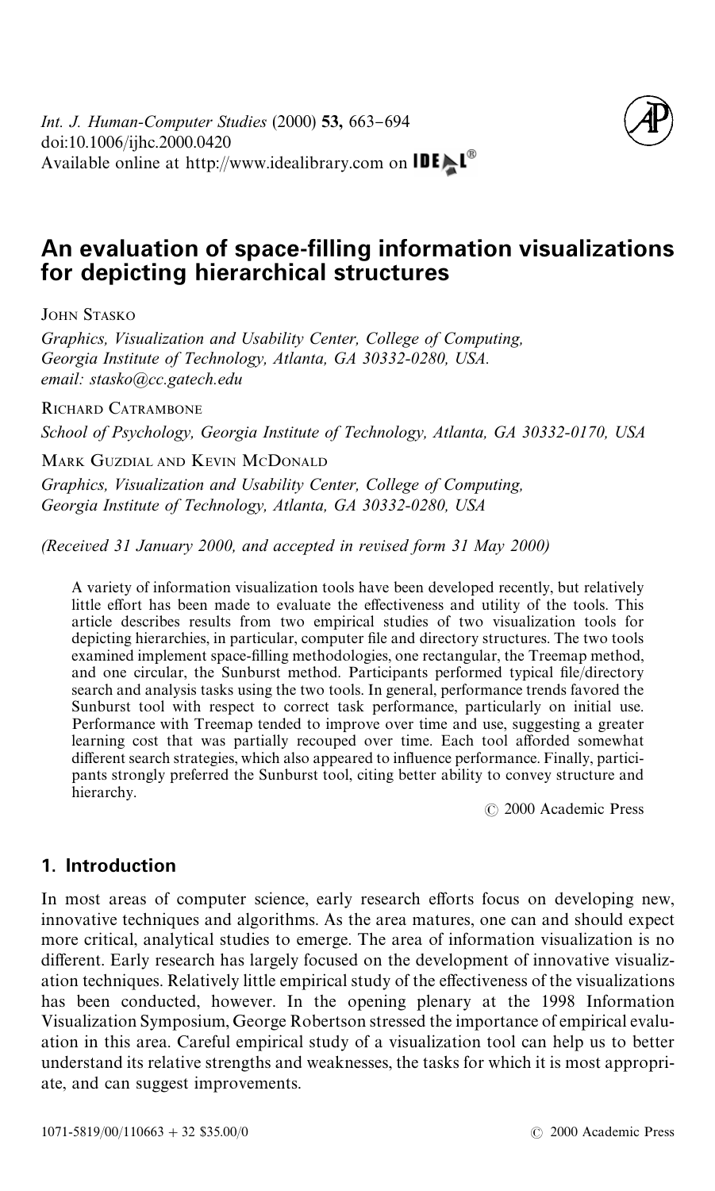*Int. J. Human-Computer Studies* (2000) **53,** 663–694
doi:10.1006/ijhc.2000.0420
Available online at http://www.idealibrary.com on IDEAL®

# An evaluation of space-filling information visualizations for depicting hierarchical structures

JOHN STASKO

*Graphics, Visualization and Usability Center, College of Computing, Georgia Institute of Technology, Atlanta, GA 30332-0280, USA. email: stasko@cc.gatech.edu*

RICHARD CATRAMBONE

*School of Psychology, Georgia Institute of Technology, Atlanta, GA 30332-0170, USA*

MARK GUZDIAL AND KEVIN MCDONALD

*Graphics, Visualization and Usability Center, College of Computing, Georgia Institute of Technology, Atlanta, GA 30332-0280, USA*

*(Received 31 January 2000, and accepted in revised form 31 May 2000)*

A variety of information visualization tools have been developed recently, but relatively little effort has been made to evaluate the effectiveness and utility of the tools. This article describes results from two empirical studies of two visualization tools for depicting hierarchies, in particular, computer file and directory structures. The two tools examined implement space-filling methodologies, one rectangular, the Treemap method, and one circular, the Sunburst method. Participants performed typical file/directory search and analysis tasks using the two tools. In general, performance trends favored the Sunburst tool with respect to correct task performance, particularly on initial use. Performance with Treemap tended to improve over time and use, suggesting a greater learning cost that was partially recouped over time. Each tool afforded somewhat different search strategies, which also appeared to influence performance. Finally, participants strongly preferred the Sunburst tool, citing better ability to convey structure and hierarchy.

© 2000 Academic Press

## 1. Introduction

In most areas of computer science, early research efforts focus on developing new, innovative techniques and algorithms. As the area matures, one can and should expect more critical, analytical studies to emerge. The area of information visualization is no different. Early research has largely focused on the development of innovative visualization techniques. Relatively little empirical study of the effectiveness of the visualizations has been conducted, however. In the opening plenary at the 1998 Information Visualization Symposium, George Robertson stressed the importance of empirical evaluation in this area. Careful empirical study of a visualization tool can help us to better understand its relative strengths and weaknesses, the tasks for which it is most appropriate, and can suggest improvements.

1071-5819/00/110663 + 32 $35.00/0 © 2000 Academic Press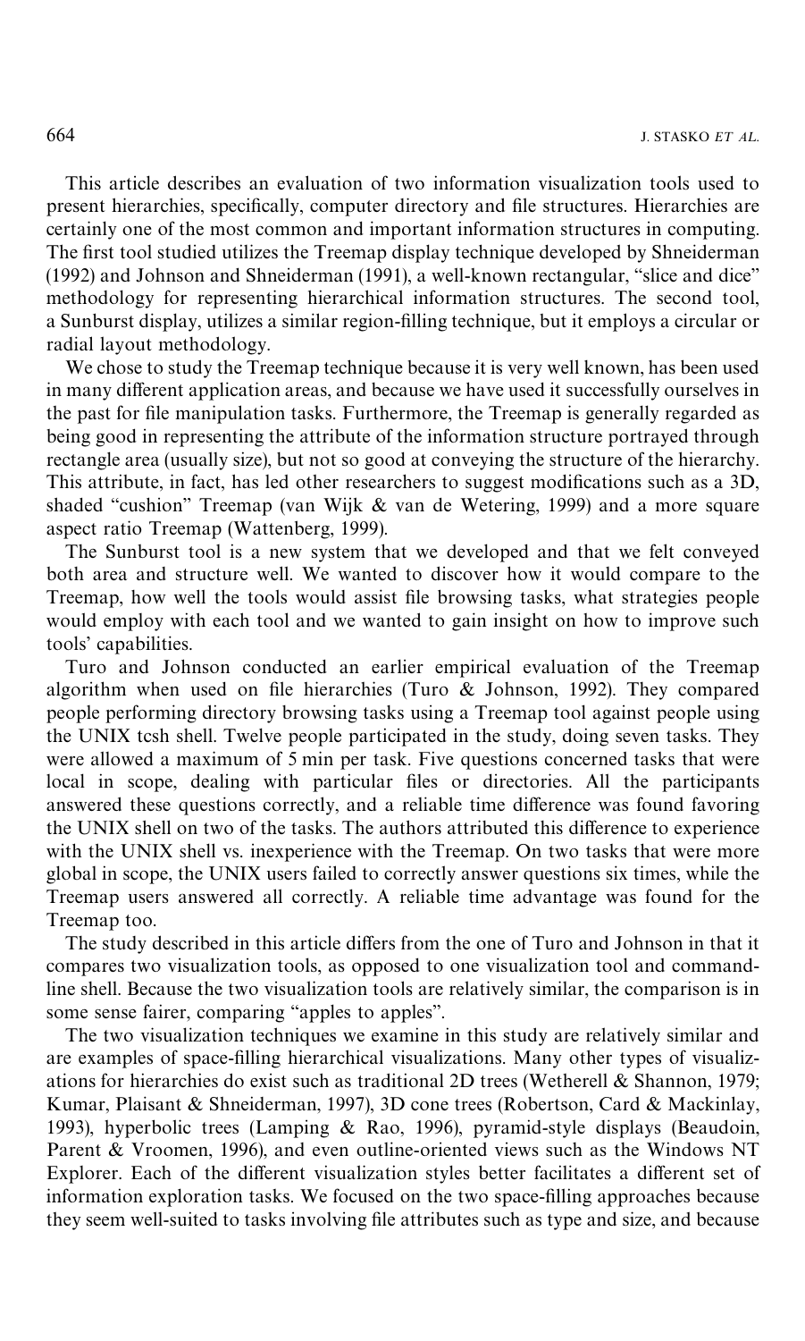This article describes an evaluation of two information visualization tools used to present hierarchies, specifically, computer directory and file structures. Hierarchies are certainly one of the most common and important information structures in computing. The first tool studied utilizes the Treemap display technique developed by Shneiderman (1992) and Johnson and Shneiderman (1991), a well-known rectangular, "slice and dice" methodology for representing hierarchical information structures. The second tool, a Sunburst display, utilizes a similar region-filling technique, but it employs a circular or radial layout methodology.

We chose to study the Treemap technique because it is very well known, has been used in many different application areas, and because we have used it successfully ourselves in the past for file manipulation tasks. Furthermore, the Treemap is generally regarded as being good in representing the attribute of the information structure portrayed through rectangle area (usually size), but not so good at conveying the structure of the hierarchy. This attribute, in fact, has led other researchers to suggest modifications such as a 3D, shaded "cushion" Treemap (van Wijk & van de Wetering, 1999) and a more square aspect ratio Treemap (Wattenberg, 1999).

The Sunburst tool is a new system that we developed and that we felt conveyed both area and structure well. We wanted to discover how it would compare to the Treemap, how well the tools would assist file browsing tasks, what strategies people would employ with each tool and we wanted to gain insight on how to improve such tools' capabilities.

Turo and Johnson conducted an earlier empirical evaluation of the Treemap algorithm when used on file hierarchies (Turo & Johnson, 1992). They compared people performing directory browsing tasks using a Treemap tool against people using the UNIX tcsh shell. Twelve people participated in the study, doing seven tasks. They were allowed a maximum of 5 min per task. Five questions concerned tasks that were local in scope, dealing with particular files or directories. All the participants answered these questions correctly, and a reliable time difference was found favoring the UNIX shell on two of the tasks. The authors attributed this difference to experience with the UNIX shell vs. inexperience with the Treemap. On two tasks that were more global in scope, the UNIX users failed to correctly answer questions six times, while the Treemap users answered all correctly. A reliable time advantage was found for the Treemap too.

The study described in this article differs from the one of Turo and Johnson in that it compares two visualization tools, as opposed to one visualization tool and command-line shell. Because the two visualization tools are relatively similar, the comparison is in some sense fairer, comparing "apples to apples".

The two visualization techniques we examine in this study are relatively similar and are examples of space-filling hierarchical visualizations. Many other types of visualizations for hierarchies do exist such as traditional 2D trees (Wetherell & Shannon, 1979; Kumar, Plaisant & Shneiderman, 1997), 3D cone trees (Robertson, Card & Mackinlay, 1993), hyperbolic trees (Lamping & Rao, 1996), pyramid-style displays (Beaudoin, Parent & Vroomen, 1996), and even outline-oriented views such as the Windows NT Explorer. Each of the different visualization styles better facilitates a different set of information exploration tasks. We focused on the two space-filling approaches because they seem well-suited to tasks involving file attributes such as type and size, and because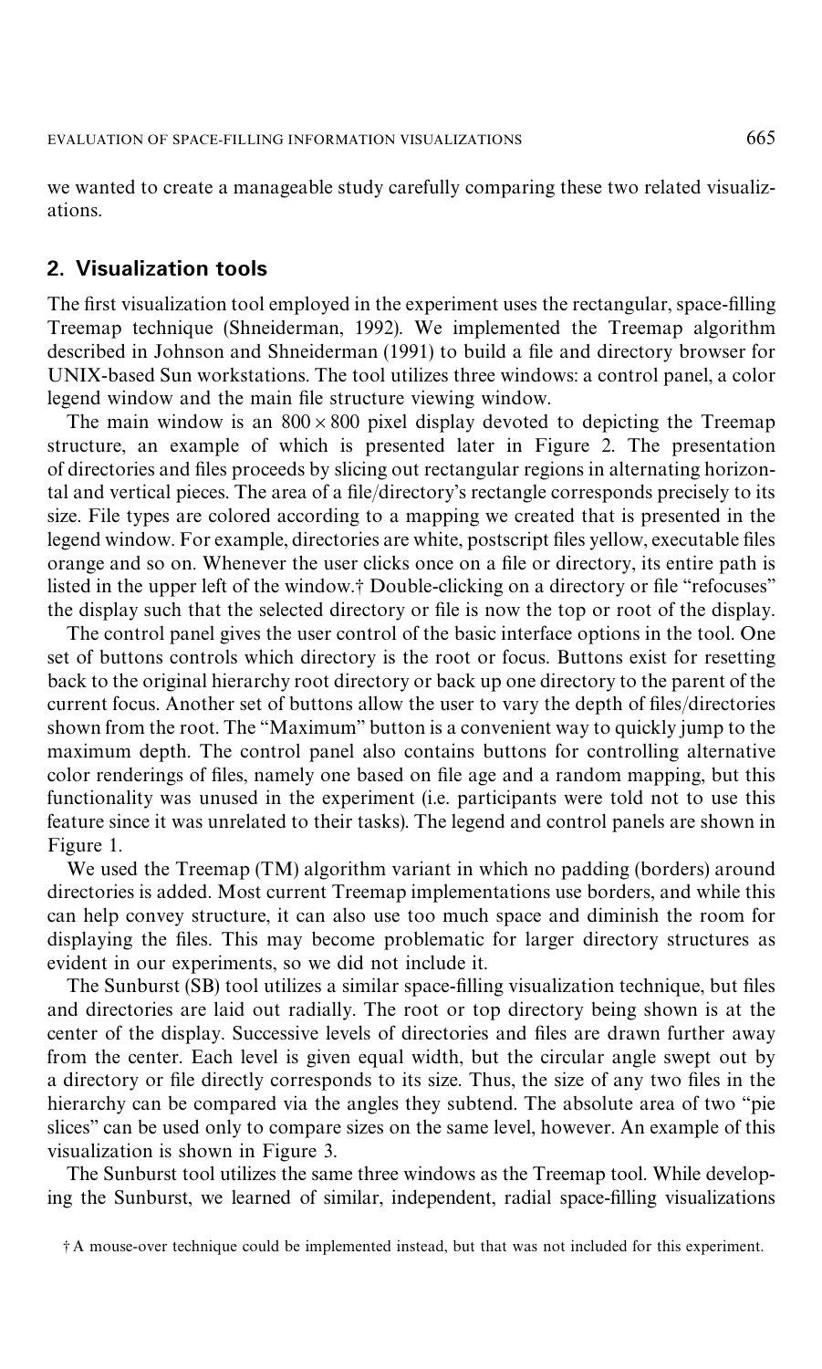we wanted to create a manageable study carefully comparing these two related visualizations.

## 2. Visualization tools

The first visualization tool employed in the experiment uses the rectangular, space-filling Treemap technique (Shneiderman, 1992). We implemented the Treemap algorithm described in Johnson and Shneiderman (1991) to build a file and directory browser for UNIX-based Sun workstations. The tool utilizes three windows: a control panel, a color legend window and the main file structure viewing window.

The main window is an $800 \times 800$ pixel display devoted to depicting the Treemap structure, an example of which is presented later in Figure 2. The presentation of directories and files proceeds by slicing out rectangular regions in alternating horizontal and vertical pieces. The area of a file/directory's rectangle corresponds precisely to its size. File types are colored according to a mapping we created that is presented in the legend window. For example, directories are white, postscript files yellow, executable files orange and so on. Whenever the user clicks once on a file or directory, its entire path is listed in the upper left of the window.† Double-clicking on a directory or file "refocuses" the display such that the selected directory or file is now the top or root of the display.

The control panel gives the user control of the basic interface options in the tool. One set of buttons controls which directory is the root or focus. Buttons exist for resetting back to the original hierarchy root directory or back up one directory to the parent of the current focus. Another set of buttons allow the user to vary the depth of files/directories shown from the root. The "Maximum" button is a convenient way to quickly jump to the maximum depth. The control panel also contains buttons for controlling alternative color renderings of files, namely one based on file age and a random mapping, but this functionality was unused in the experiment (i.e. participants were told not to use this feature since it was unrelated to their tasks). The legend and control panels are shown in Figure 1.

We used the Treemap (TM) algorithm variant in which no padding (borders) around directories is added. Most current Treemap implementations use borders, and while this can help convey structure, it can also use too much space and diminish the room for displaying the files. This may become problematic for larger directory structures as evident in our experiments, so we did not include it.

The Sunburst (SB) tool utilizes a similar space-filling visualization technique, but files and directories are laid out radially. The root or top directory being shown is at the center of the display. Successive levels of directories and files are drawn further away from the center. Each level is given equal width, but the circular angle swept out by a directory or file directly corresponds to its size. Thus, the size of any two files in the hierarchy can be compared via the angles they subtend. The absolute area of two "pie slices" can be used only to compare sizes on the same level, however. An example of this visualization is shown in Figure 3.

The Sunburst tool utilizes the same three windows as the Treemap tool. While developing the Sunburst, we learned of similar, independent, radial space-filling visualizations

† A mouse-over technique could be implemented instead, but that was not included for this experiment.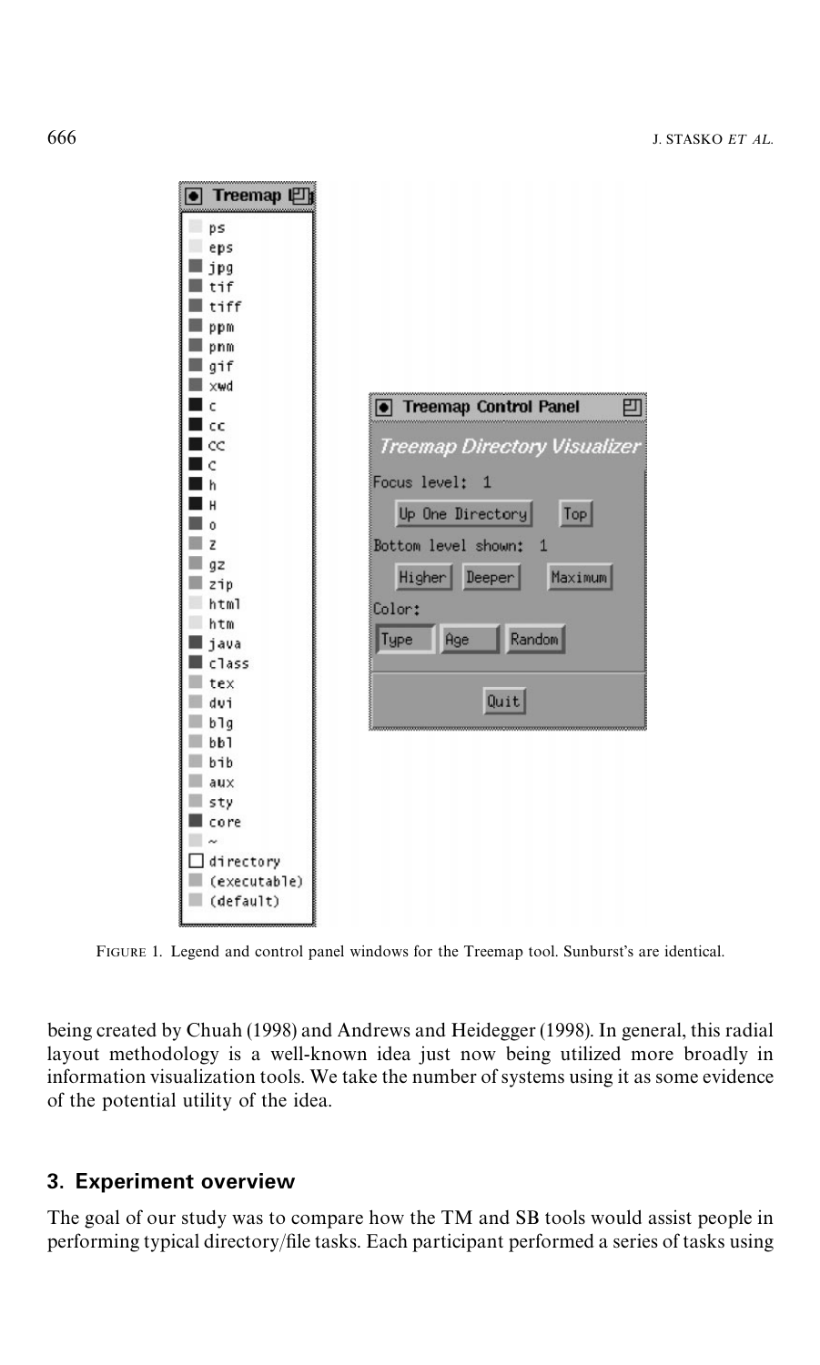FIGURE 1. Legend and control panel windows for the Treemap tool. Sunburst's are identical.

being created by Chuah (1998) and Andrews and Heidegger (1998). In general, this radial layout methodology is a well-known idea just now being utilized more broadly in information visualization tools. We take the number of systems using it as some evidence of the potential utility of the idea.

## 3. Experiment overview

The goal of our study was to compare how the TM and SB tools would assist people in performing typical directory/file tasks. Each participant performed a series of tasks using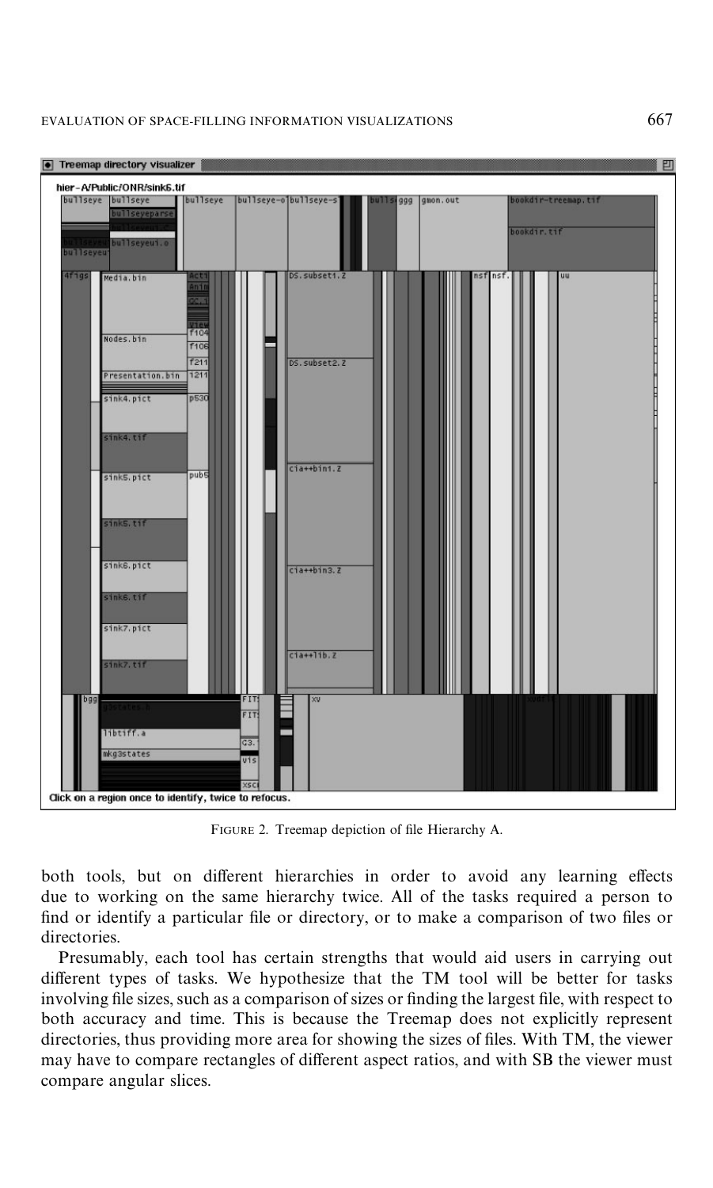FIGURE 2. Treemap depiction of file Hierarchy A.

both tools, but on different hierarchies in order to avoid any learning effects due to working on the same hierarchy twice. All of the tasks required a person to find or identify a particular file or directory, or to make a comparison of two files or directories.

Presumably, each tool has certain strengths that would aid users in carrying out different types of tasks. We hypothesize that the TM tool will be better for tasks involving file sizes, such as a comparison of sizes or finding the largest file, with respect to both accuracy and time. This is because the Treemap does not explicitly represent directories, thus providing more area for showing the sizes of files. With TM, the viewer may have to compare rectangles of different aspect ratios, and with SB the viewer must compare angular slices.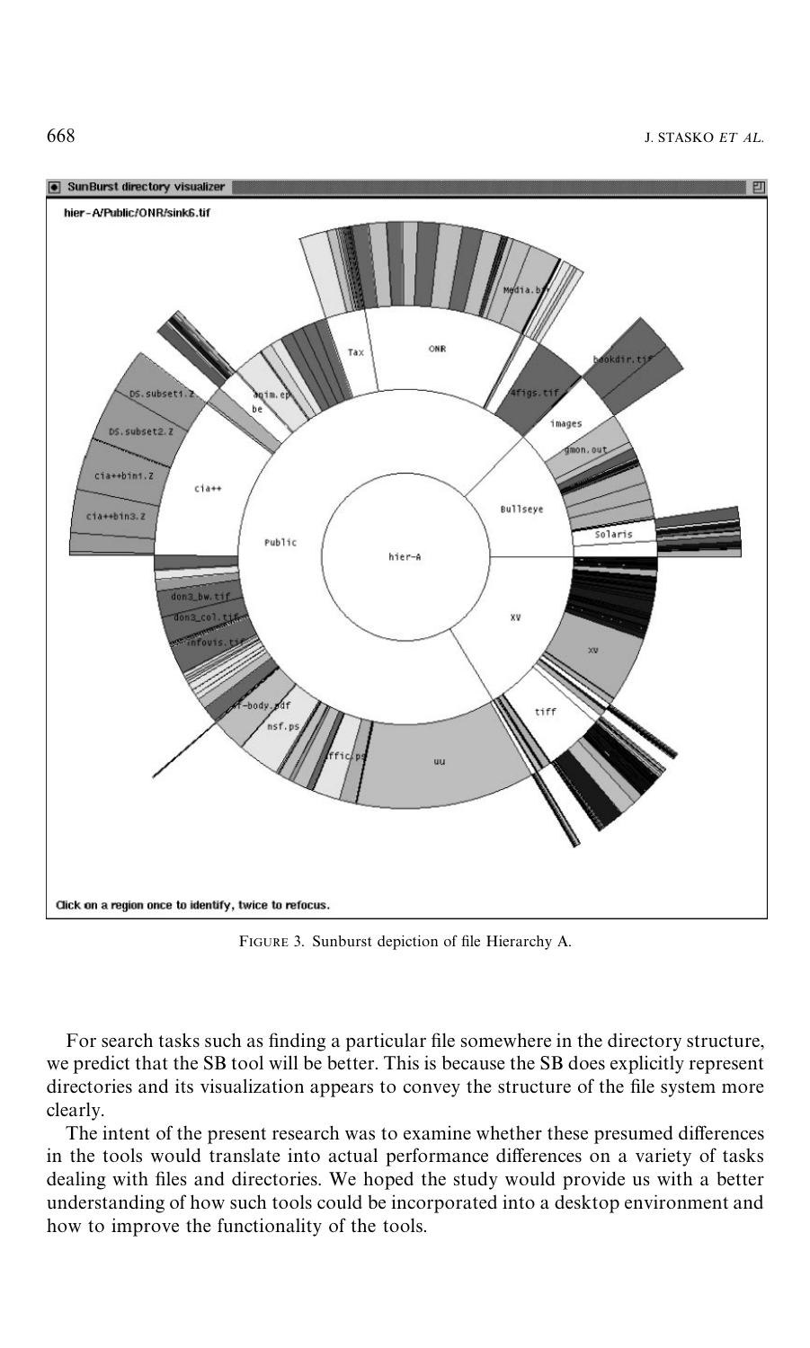FIGURE 3. Sunburst depiction of file Hierarchy A.

For search tasks such as finding a particular file somewhere in the directory structure, we predict that the SB tool will be better. This is because the SB does explicitly represent directories and its visualization appears to convey the structure of the file system more clearly.

The intent of the present research was to examine whether these presumed differences in the tools would translate into actual performance differences on a variety of tasks dealing with files and directories. We hoped the study would provide us with a better understanding of how such tools could be incorporated into a desktop environment and how to improve the functionality of the tools.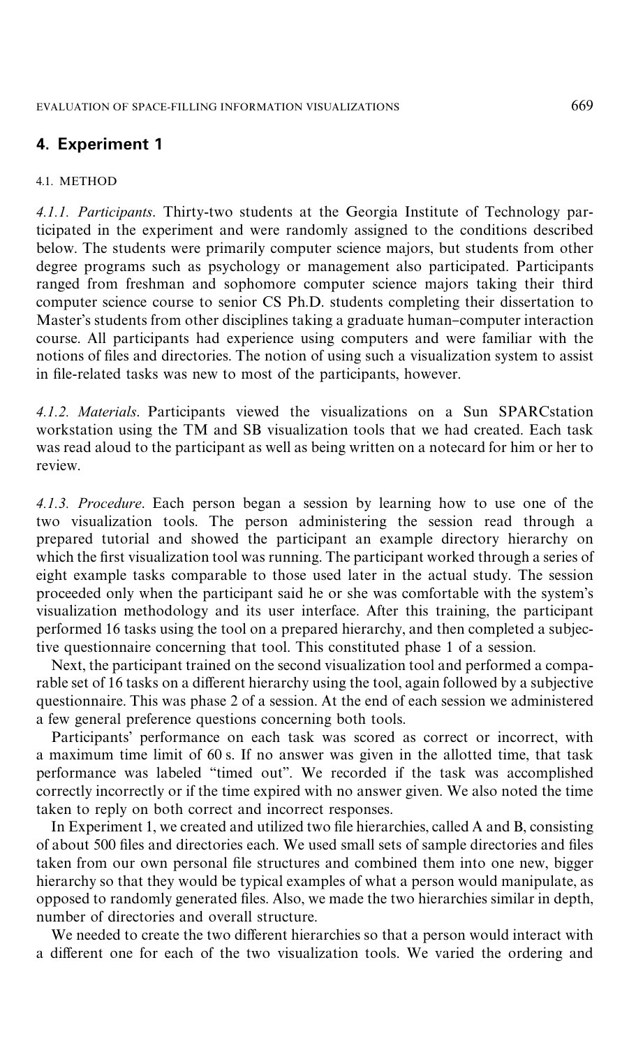## 4. Experiment 1

### 4.1. METHOD

*4.1.1. Participants*. Thirty-two students at the Georgia Institute of Technology participated in the experiment and were randomly assigned to the conditions described below. The students were primarily computer science majors, but students from other degree programs such as psychology or management also participated. Participants ranged from freshman and sophomore computer science majors taking their third computer science course to senior CS Ph.D. students completing their dissertation to Master's students from other disciplines taking a graduate human–computer interaction course. All participants had experience using computers and were familiar with the notions of files and directories. The notion of using such a visualization system to assist in file-related tasks was new to most of the participants, however.

*4.1.2. Materials*. Participants viewed the visualizations on a Sun SPARCstation workstation using the TM and SB visualization tools that we had created. Each task was read aloud to the participant as well as being written on a notecard for him or her to review.

*4.1.3. Procedure*. Each person began a session by learning how to use one of the two visualization tools. The person administering the session read through a prepared tutorial and showed the participant an example directory hierarchy on which the first visualization tool was running. The participant worked through a series of eight example tasks comparable to those used later in the actual study. The session proceeded only when the participant said he or she was comfortable with the system's visualization methodology and its user interface. After this training, the participant performed 16 tasks using the tool on a prepared hierarchy, and then completed a subjective questionnaire concerning that tool. This constituted phase 1 of a session.

Next, the participant trained on the second visualization tool and performed a comparable set of 16 tasks on a different hierarchy using the tool, again followed by a subjective questionnaire. This was phase 2 of a session. At the end of each session we administered a few general preference questions concerning both tools.

Participants' performance on each task was scored as correct or incorrect, with a maximum time limit of 60 s. If no answer was given in the allotted time, that task performance was labeled "timed out". We recorded if the task was accomplished correctly incorrectly or if the time expired with no answer given. We also noted the time taken to reply on both correct and incorrect responses.

In Experiment 1, we created and utilized two file hierarchies, called A and B, consisting of about 500 files and directories each. We used small sets of sample directories and files taken from our own personal file structures and combined them into one new, bigger hierarchy so that they would be typical examples of what a person would manipulate, as opposed to randomly generated files. Also, we made the two hierarchies similar in depth, number of directories and overall structure.

We needed to create the two different hierarchies so that a person would interact with a different one for each of the two visualization tools. We varied the ordering and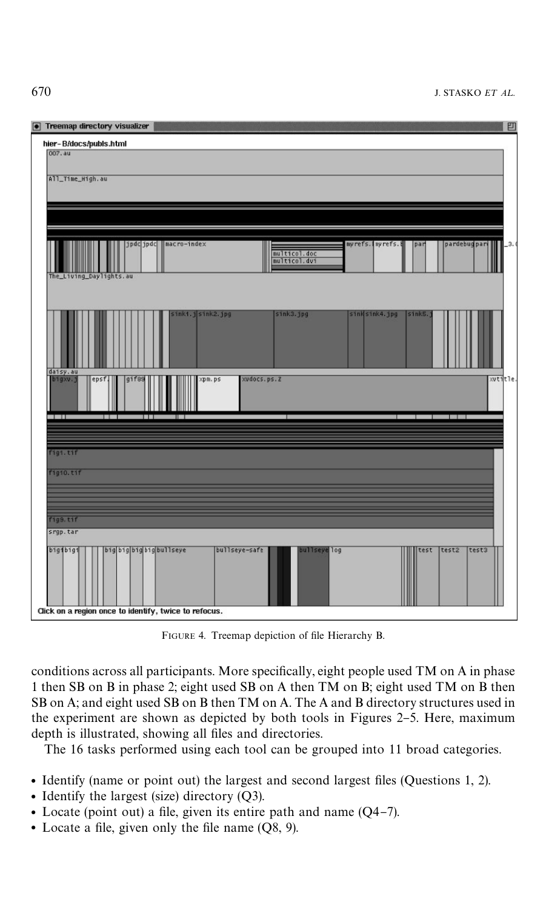FIGURE 4. Treemap depiction of file Hierarchy B.

conditions across all participants. More specifically, eight people used TM on A in phase 1 then SB on B in phase 2; eight used SB on A then TM on B; eight used TM on B then SB on A; and eight used SB on B then TM on A. The A and B directory structures used in the experiment are shown as depicted by both tools in Figures 2–5. Here, maximum depth is illustrated, showing all files and directories.

The 16 tasks performed using each tool can be grouped into 11 broad categories.

- Identify (name or point out) the largest and second largest files (Questions 1, 2).
- Identify the largest (size) directory (Q3).
- Locate (point out) a file, given its entire path and name (Q4–7).
- Locate a file, given only the file name (Q8, 9).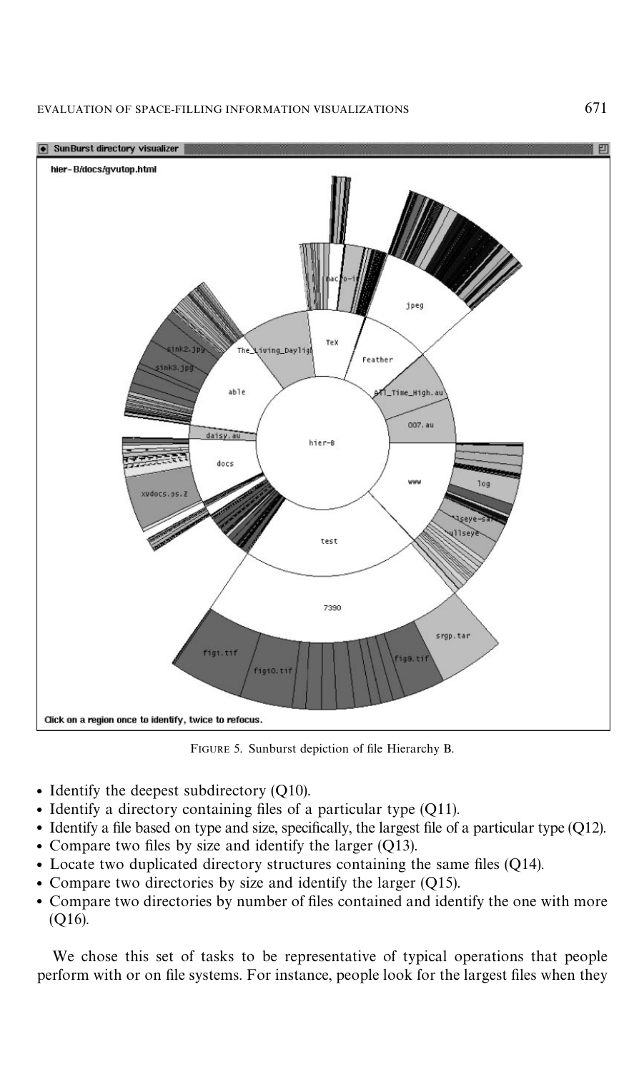FIGURE 5. Sunburst depiction of file Hierarchy B.

- Identify the deepest subdirectory (Q10).
- Identify a directory containing files of a particular type (Q11).
- Identify a file based on type and size, specifically, the largest file of a particular type (Q12).
- Compare two files by size and identify the larger (Q13).
- Locate two duplicated directory structures containing the same files (Q14).
- Compare two directories by size and identify the larger (Q15).
- Compare two directories by number of files contained and identify the one with more (Q16).

We chose this set of tasks to be representative of typical operations that people perform with or on file systems. For instance, people look for the largest files when they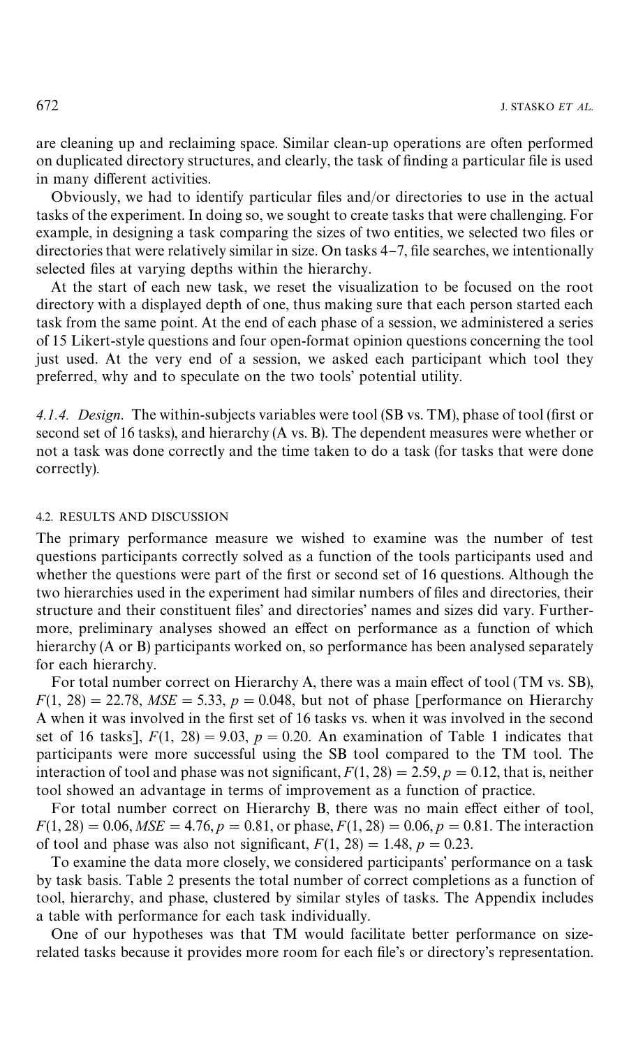are cleaning up and reclaiming space. Similar clean-up operations are often performed on duplicated directory structures, and clearly, the task of finding a particular file is used in many different activities.

Obviously, we had to identify particular files and/or directories to use in the actual tasks of the experiment. In doing so, we sought to create tasks that were challenging. For example, in designing a task comparing the sizes of two entities, we selected two files or directories that were relatively similar in size. On tasks 4–7, file searches, we intentionally selected files at varying depths within the hierarchy.

At the start of each new task, we reset the visualization to be focused on the root directory with a displayed depth of one, thus making sure that each person started each task from the same point. At the end of each phase of a session, we administered a series of 15 Likert-style questions and four open-format opinion questions concerning the tool just used. At the very end of a session, we asked each participant which tool they preferred, why and to speculate on the two tools' potential utility.

*4.1.4. Design.* The within-subjects variables were tool (SB vs. TM), phase of tool (first or second set of 16 tasks), and hierarchy (A vs. B). The dependent measures were whether or not a task was done correctly and the time taken to do a task (for tasks that were done correctly).

### 4.2. RESULTS AND DISCUSSION

The primary performance measure we wished to examine was the number of test questions participants correctly solved as a function of the tools participants used and whether the questions were part of the first or second set of 16 questions. Although the two hierarchies used in the experiment had similar numbers of files and directories, their structure and their constituent files' and directories' names and sizes did vary. Furthermore, preliminary analyses showed an effect on performance as a function of which hierarchy (A or B) participants worked on, so performance has been analysed separately for each hierarchy.

For total number correct on Hierarchy A, there was a main effect of tool (TM vs. SB), $F(1, 28) = 22.78$, $MSE = 5.33$, $p = 0.048$, but not of phase [performance on Hierarchy A when it was involved in the first set of 16 tasks vs. when it was involved in the second set of 16 tasks], $F(1, 28) = 9.03$, $p = 0.20$. An examination of Table 1 indicates that participants were more successful using the SB tool compared to the TM tool. The interaction of tool and phase was not significant, $F(1, 28) = 2.59$, $p = 0.12$, that is, neither tool showed an advantage in terms of improvement as a function of practice.

For total number correct on Hierarchy B, there was no main effect either of tool, $F(1, 28) = 0.06$, $MSE = 4.76$, $p = 0.81$, or phase, $F(1, 28) = 0.06$, $p = 0.81$. The interaction of tool and phase was also not significant, $F(1, 28) = 1.48$, $p = 0.23$.

To examine the data more closely, we considered participants' performance on a task by task basis. Table 2 presents the total number of correct completions as a function of tool, hierarchy, and phase, clustered by similar styles of tasks. The Appendix includes a table with performance for each task individually.

One of our hypotheses was that TM would facilitate better performance on size-related tasks because it provides more room for each file's or directory's representation.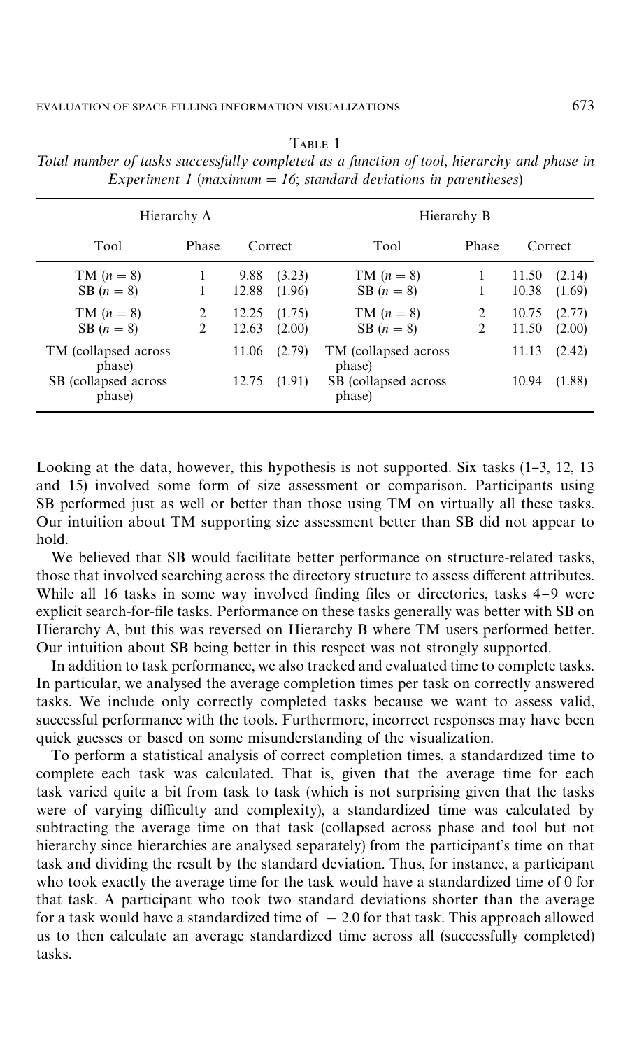Table 1

*Total number of tasks successfully completed as a function of tool, hierarchy and phase in Experiment 1 (maximum = 16; standard deviations in parentheses)*

| Hierarchy A | | | | Hierarchy B | | | |
|---|---|---|---|---|---|---|---|
| Tool | Phase | Correct | | Tool | Phase | Correct | |
| TM ($n = 8$) | 1 | 9.88 | (3.23) | TM ($n = 8$) | 1 | 11.50 | (2.14) |
| SB ($n = 8$) | 1 | 12.88 | (1.96) | SB ($n = 8$) | 1 | 10.38 | (1.69) |
| TM ($n = 8$) | 2 | 12.25 | (1.75) | TM ($n = 8$) | 2 | 10.75 | (2.77) |
| SB ($n = 8$) | 2 | 12.63 | (2.00) | SB ($n = 8$) | 2 | 11.50 | (2.00) |
| TM (collapsed across phase) | | 11.06 | (2.79) | TM (collapsed across phase) | | 11.13 | (2.42) |
| SB (collapsed across phase) | | 12.75 | (1.91) | SB (collapsed across phase) | | 10.94 | (1.88) |

Looking at the data, however, this hypothesis is not supported. Six tasks (1–3, 12, 13 and 15) involved some form of size assessment or comparison. Participants using SB performed just as well or better than those using TM on virtually all these tasks. Our intuition about TM supporting size assessment better than SB did not appear to hold.

We believed that SB would facilitate better performance on structure-related tasks, those that involved searching across the directory structure to assess different attributes. While all 16 tasks in some way involved finding files or directories, tasks 4–9 were explicit search-for-file tasks. Performance on these tasks generally was better with SB on Hierarchy A, but this was reversed on Hierarchy B where TM users performed better. Our intuition about SB being better in this respect was not strongly supported.

In addition to task performance, we also tracked and evaluated time to complete tasks. In particular, we analysed the average completion times per task on correctly answered tasks. We include only correctly completed tasks because we want to assess valid, successful performance with the tools. Furthermore, incorrect responses may have been quick guesses or based on some misunderstanding of the visualization.

To perform a statistical analysis of correct completion times, a standardized time to complete each task was calculated. That is, given that the average time for each task varied quite a bit from task to task (which is not surprising given that the tasks were of varying difficulty and complexity), a standardized time was calculated by subtracting the average time on that task (collapsed across phase and tool but not hierarchy since hierarchies are analysed separately) from the participant's time on that task and dividing the result by the standard deviation. Thus, for instance, a participant who took exactly the average time for the task would have a standardized time of 0 for that task. A participant who took two standard deviations shorter than the average for a task would have a standardized time of $-2.0$ for that task. This approach allowed us to then calculate an average standardized time across all (successfully completed) tasks.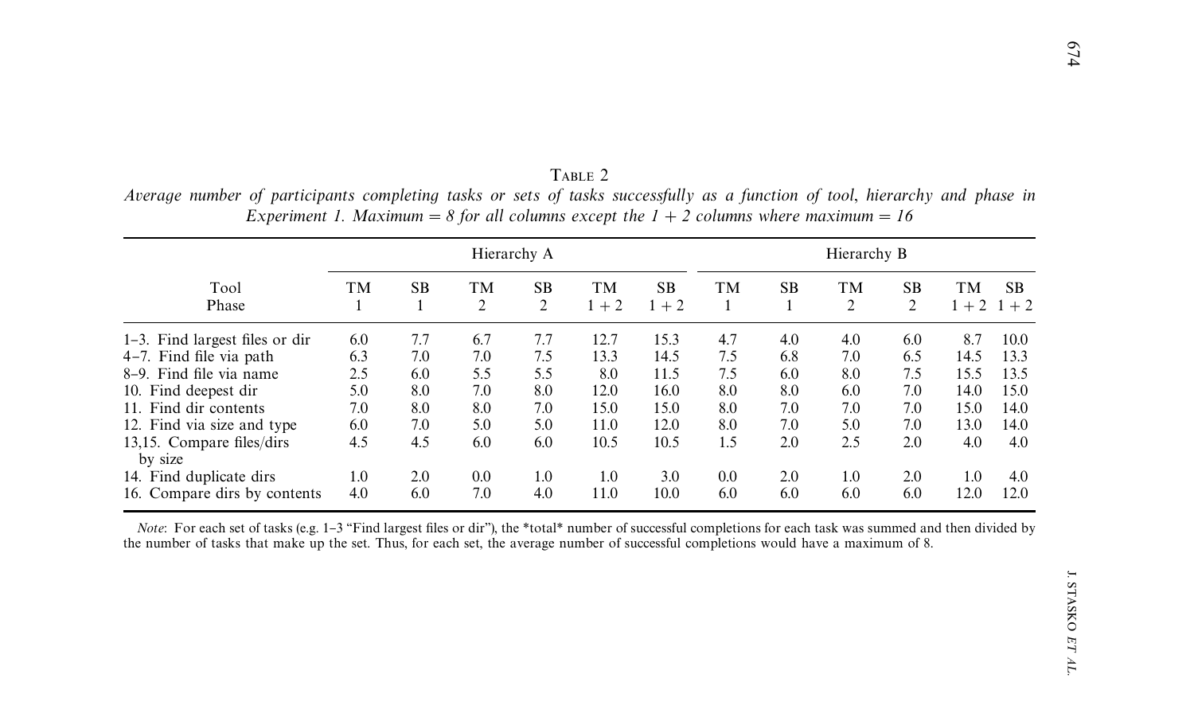Table 2

*Average number of participants completing tasks or sets of tasks successfully as a function of tool, hierarchy and phase in Experiment 1. Maximum = 8 for all columns except the 1 + 2 columns where maximum = 16*

| | Hierarchy A | | | | | | Hierarchy B | | | | | |
|---|---|---|---|---|---|---|---|---|---|---|---|---|
| Tool | TM | SB | TM | SB | TM | SB | TM | SB | TM | SB | TM | SB |
| Phase | 1 | 1 | 2 | 2 | 1 + 2 | 1 + 2 | 1 | 1 | 2 | 2 | 1 + 2 | 1 + 2 |
| 1–3. Find largest files or dir | 6.0 | 7.7 | 6.7 | 7.7 | 12.7 | 15.3 | 4.7 | 4.0 | 4.0 | 6.0 | 8.7 | 10.0 |
| 4–7. Find file via path | 6.3 | 7.0 | 7.0 | 7.5 | 13.3 | 14.5 | 7.5 | 6.8 | 7.0 | 6.5 | 14.5 | 13.3 |
| 8–9. Find file via name | 2.5 | 6.0 | 5.5 | 5.5 | 8.0 | 11.5 | 7.5 | 6.0 | 8.0 | 7.5 | 15.5 | 13.5 |
| 10. Find deepest dir | 5.0 | 8.0 | 7.0 | 8.0 | 12.0 | 16.0 | 8.0 | 8.0 | 6.0 | 7.0 | 14.0 | 15.0 |
| 11. Find dir contents | 7.0 | 8.0 | 8.0 | 7.0 | 15.0 | 15.0 | 8.0 | 7.0 | 7.0 | 7.0 | 15.0 | 14.0 |
| 12. Find via size and type | 6.0 | 7.0 | 5.0 | 5.0 | 11.0 | 12.0 | 8.0 | 7.0 | 5.0 | 7.0 | 13.0 | 14.0 |
| 13,15. Compare files/dirs by size | 4.5 | 4.5 | 6.0 | 6.0 | 10.5 | 10.5 | 1.5 | 2.0 | 2.5 | 2.0 | 4.0 | 4.0 |
| 14. Find duplicate dirs | 1.0 | 2.0 | 0.0 | 1.0 | 1.0 | 3.0 | 0.0 | 2.0 | 1.0 | 2.0 | 1.0 | 4.0 |
| 16. Compare dirs by contents | 4.0 | 6.0 | 7.0 | 4.0 | 11.0 | 10.0 | 6.0 | 6.0 | 6.0 | 6.0 | 12.0 | 12.0 |

*Note*: For each set of tasks (e.g. 1–3 "Find largest files or dir"), the *total* number of successful completions for each task was summed and then divided by the number of tasks that make up the set. Thus, for each set, the average number of successful completions would have a maximum of 8.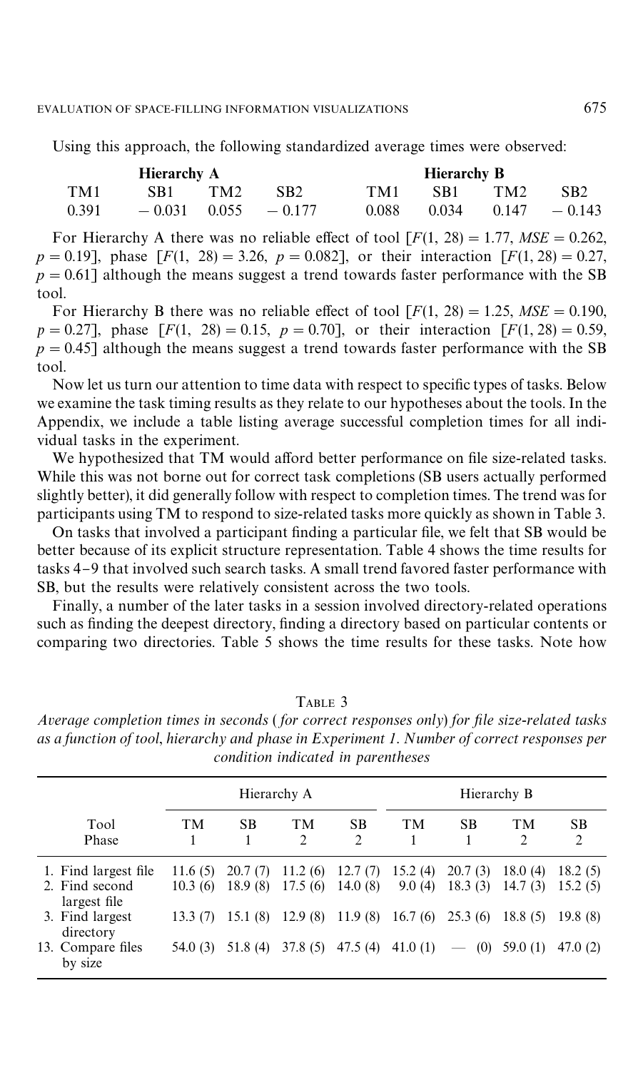Using this approach, the following standardized average times were observed:

| Hierarchy A | | | | Hierarchy B | | | |
|---|---|---|---|---|---|---|---|
| TM1 | SB1 | TM2 | SB2 | TM1 | SB1 | TM2 | SB2 |
| 0.391 | −0.031 | 0.055 | −0.177 | 0.088 | 0.034 | 0.147 | −0.143 |

For Hierarchy A there was no reliable effect of tool [$F(1, 28) = 1.77$, $MSE = 0.262$, $p = 0.19$], phase [$F(1, 28) = 3.26$, $p = 0.082$], or their interaction [$F(1, 28) = 0.27$, $p = 0.61$] although the means suggest a trend towards faster performance with the SB tool.

For Hierarchy B there was no reliable effect of tool [$F(1, 28) = 1.25$, $MSE = 0.190$, $p = 0.27$], phase [$F(1, 28) = 0.15$, $p = 0.70$], or their interaction [$F(1, 28) = 0.59$, $p = 0.45$] although the means suggest a trend towards faster performance with the SB tool.

Now let us turn our attention to time data with respect to specific types of tasks. Below we examine the task timing results as they relate to our hypotheses about the tools. In the Appendix, we include a table listing average successful completion times for all individual tasks in the experiment.

We hypothesized that TM would afford better performance on file size-related tasks. While this was not borne out for correct task completions (SB users actually performed slightly better), it did generally follow with respect to completion times. The trend was for participants using TM to respond to size-related tasks more quickly as shown in Table 3.

On tasks that involved a participant finding a particular file, we felt that SB would be better because of its explicit structure representation. Table 4 shows the time results for tasks 4–9 that involved such search tasks. A small trend favored faster performance with SB, but the results were relatively consistent across the two tools.

Finally, a number of the later tasks in a session involved directory-related operations such as finding the deepest directory, finding a directory based on particular contents or comparing two directories. Table 5 shows the time results for these tasks. Note how

TABLE 3

*Average completion times in seconds (for correct responses only) for file size-related tasks as a function of tool, hierarchy and phase in Experiment 1. Number of correct responses per condition indicated in parentheses*

| | Hierarchy A | | | | Hierarchy B | | | |
|---|---|---|---|---|---|---|---|---|
| Tool | TM | SB | TM | SB | TM | SB | TM | SB |
| Phase | 1 | 1 | 2 | 2 | 1 | 1 | 2 | 2 |
| 1. Find largest file | 11.6 (5) | 20.7 (7) | 11.2 (6) | 12.7 (7) | 15.2 (4) | 20.7 (3) | 18.0 (4) | 18.2 (5) |
| 2. Find second largest file | 10.3 (6) | 18.9 (8) | 17.5 (6) | 14.0 (8) | 9.0 (4) | 18.3 (3) | 14.7 (3) | 15.2 (5) |
| 3. Find largest directory | 13.3 (7) | 15.1 (8) | 12.9 (8) | 11.9 (8) | 16.7 (6) | 25.3 (6) | 18.8 (5) | 19.8 (8) |
| 13. Compare files by size | 54.0 (3) | 51.8 (4) | 37.8 (5) | 47.5 (4) | 41.0 (1) | — (0) | 59.0 (1) | 47.0 (2) |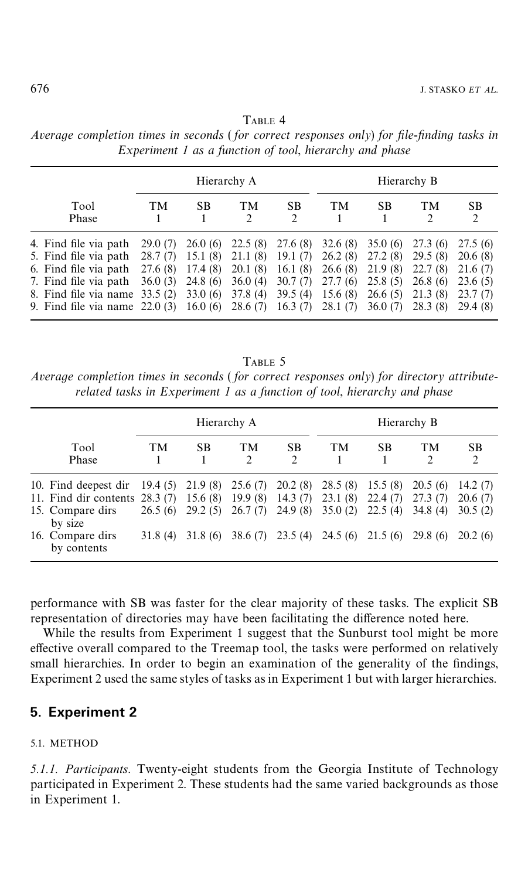TABLE 4

*Average completion times in seconds (for correct responses only) for file-finding tasks in Experiment 1 as a function of tool, hierarchy and phase*

| | Hierarchy A | | | | Hierarchy B | | | |
|---|---|---|---|---|---|---|---|---|
| Tool | TM | SB | TM | SB | TM | SB | TM | SB |
| Phase | 1 | 1 | 2 | 2 | 1 | 1 | 2 | 2 |
| 4. Find file via path | 29.0 (7) | 26.0 (6) | 22.5 (8) | 27.6 (8) | 32.6 (8) | 35.0 (6) | 27.3 (6) | 27.5 (6) |
| 5. Find file via path | 28.7 (7) | 15.1 (8) | 21.1 (8) | 19.1 (7) | 26.2 (8) | 27.2 (8) | 29.5 (8) | 20.6 (8) |
| 6. Find file via path | 27.6 (8) | 17.4 (8) | 20.1 (8) | 16.1 (8) | 26.6 (8) | 21.9 (8) | 22.7 (8) | 21.6 (7) |
| 7. Find file via path | 36.0 (3) | 24.8 (6) | 36.0 (4) | 30.7 (7) | 27.7 (6) | 25.8 (5) | 26.8 (6) | 23.6 (5) |
| 8. Find file via name | 33.5 (2) | 33.0 (6) | 37.8 (4) | 39.5 (4) | 15.6 (8) | 26.6 (5) | 21.3 (8) | 23.7 (7) |
| 9. Find file via name | 22.0 (3) | 16.0 (6) | 28.6 (7) | 16.3 (7) | 28.1 (7) | 36.0 (7) | 28.3 (8) | 29.4 (8) |

TABLE 5

*Average completion times in seconds (for correct responses only) for directory attribute-related tasks in Experiment 1 as a function of tool, hierarchy and phase*

| | Hierarchy A | | | | Hierarchy B | | | |
|---|---|---|---|---|---|---|---|---|
| Tool | TM | SB | TM | SB | TM | SB | TM | SB |
| Phase | 1 | 1 | 2 | 2 | 1 | 1 | 2 | 2 |
| 10. Find deepest dir | 19.4 (5) | 21.9 (8) | 25.6 (7) | 20.2 (8) | 28.5 (8) | 15.5 (8) | 20.5 (6) | 14.2 (7) |
| 11. Find dir contents | 28.3 (7) | 15.6 (8) | 19.9 (8) | 14.3 (7) | 23.1 (8) | 22.4 (7) | 27.3 (7) | 20.6 (7) |
| 15. Compare dirs by size | 26.5 (6) | 29.2 (5) | 26.7 (7) | 24.9 (8) | 35.0 (2) | 22.5 (4) | 34.8 (4) | 30.5 (2) |
| 16. Compare dirs by contents | 31.8 (4) | 31.8 (6) | 38.6 (7) | 23.5 (4) | 24.5 (6) | 21.5 (6) | 29.8 (6) | 20.2 (6) |

performance with SB was faster for the clear majority of these tasks. The explicit SB representation of directories may have been facilitating the difference noted here.

While the results from Experiment 1 suggest that the Sunburst tool might be more effective overall compared to the Treemap tool, the tasks were performed on relatively small hierarchies. In order to begin an examination of the generality of the findings, Experiment 2 used the same styles of tasks as in Experiment 1 but with larger hierarchies.

## 5. Experiment 2

### 5.1. METHOD

*5.1.1. Participants*. Twenty-eight students from the Georgia Institute of Technology participated in Experiment 2. These students had the same varied backgrounds as those in Experiment 1.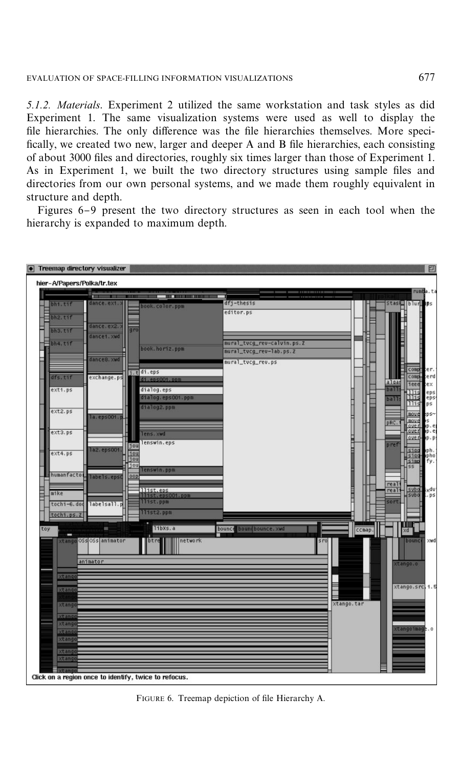*5.1.2. Materials*. Experiment 2 utilized the same workstation and task styles as did Experiment 1. The same visualization systems were used as well to display the file hierarchies. The only difference was the file hierarchies themselves. More specifically, we created two new, larger and deeper A and B file hierarchies, each consisting of about 3000 files and directories, roughly six times larger than those of Experiment 1. As in Experiment 1, we built the two directory structures using sample files and directories from our own personal systems, and we made them roughly equivalent in structure and depth.

Figures 6–9 present the two directory structures as seen in each tool when the hierarchy is expanded to maximum depth.

FIGURE 6. Treemap depiction of file Hierarchy A.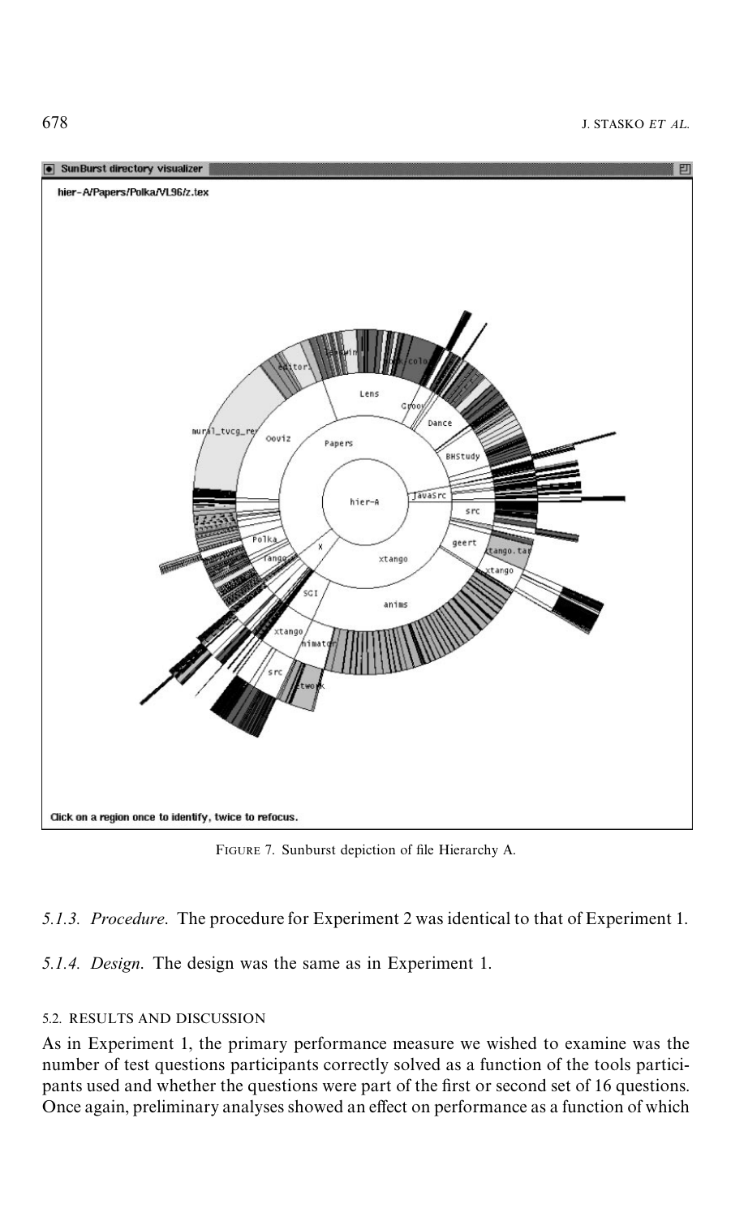FIGURE 7. Sunburst depiction of file Hierarchy A.

*5.1.3. Procedure.* The procedure for Experiment 2 was identical to that of Experiment 1.

*5.1.4. Design.* The design was the same as in Experiment 1.

5.2. RESULTS AND DISCUSSION

As in Experiment 1, the primary performance measure we wished to examine was the number of test questions participants correctly solved as a function of the tools participants used and whether the questions were part of the first or second set of 16 questions. Once again, preliminary analyses showed an effect on performance as a function of which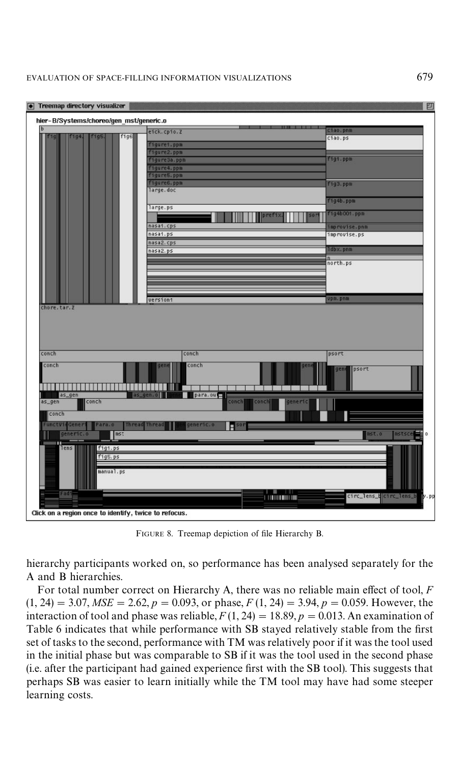FIGURE 8. Treemap depiction of file Hierarchy B.

hierarchy participants worked on, so performance has been analysed separately for the A and B hierarchies.

For total number correct on Hierarchy A, there was no reliable main effect of tool, $F(1, 24) = 3.07$, $MSE = 2.62$, $p = 0.093$, or phase, $F(1, 24) = 3.94$, $p = 0.059$. However, the interaction of tool and phase was reliable, $F(1, 24) = 18.89$, $p = 0.013$. An examination of Table 6 indicates that while performance with SB stayed relatively stable from the first set of tasks to the second, performance with TM was relatively poor if it was the tool used in the initial phase but was comparable to SB if it was the tool used in the second phase (i.e. after the participant had gained experience first with the SB tool). This suggests that perhaps SB was easier to learn initially while the TM tool may have had some steeper learning costs.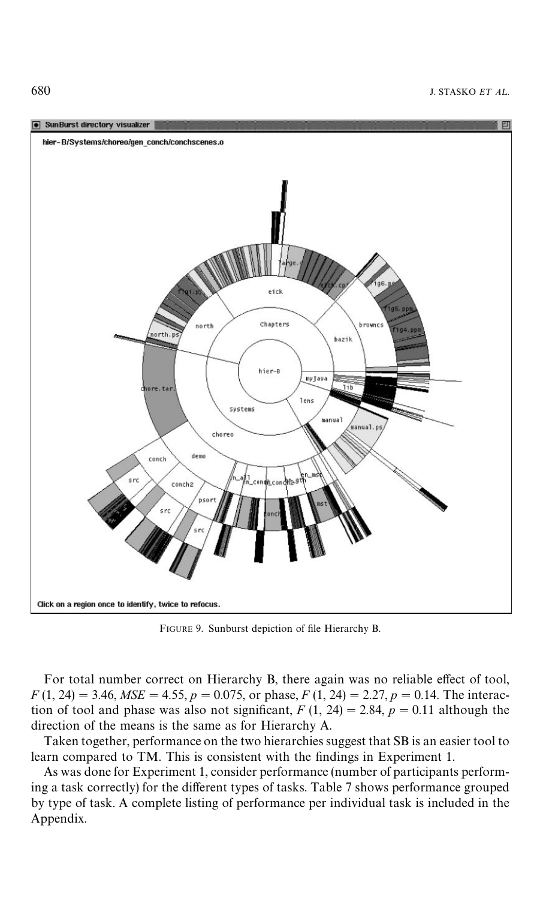FIGURE 9. Sunburst depiction of file Hierarchy B.

For total number correct on Hierarchy B, there again was no reliable effect of tool, $F(1, 24) = 3.46$, $MSE = 4.55$, $p = 0.075$, or phase, $F(1, 24) = 2.27$, $p = 0.14$. The interaction of tool and phase was also not significant, $F(1, 24) = 2.84$, $p = 0.11$ although the direction of the means is the same as for Hierarchy A.

Taken together, performance on the two hierarchies suggest that SB is an easier tool to learn compared to TM. This is consistent with the findings in Experiment 1.

As was done for Experiment 1, consider performance (number of participants performing a task correctly) for the different types of tasks. Table 7 shows performance grouped by type of task. A complete listing of performance per individual task is included in the Appendix.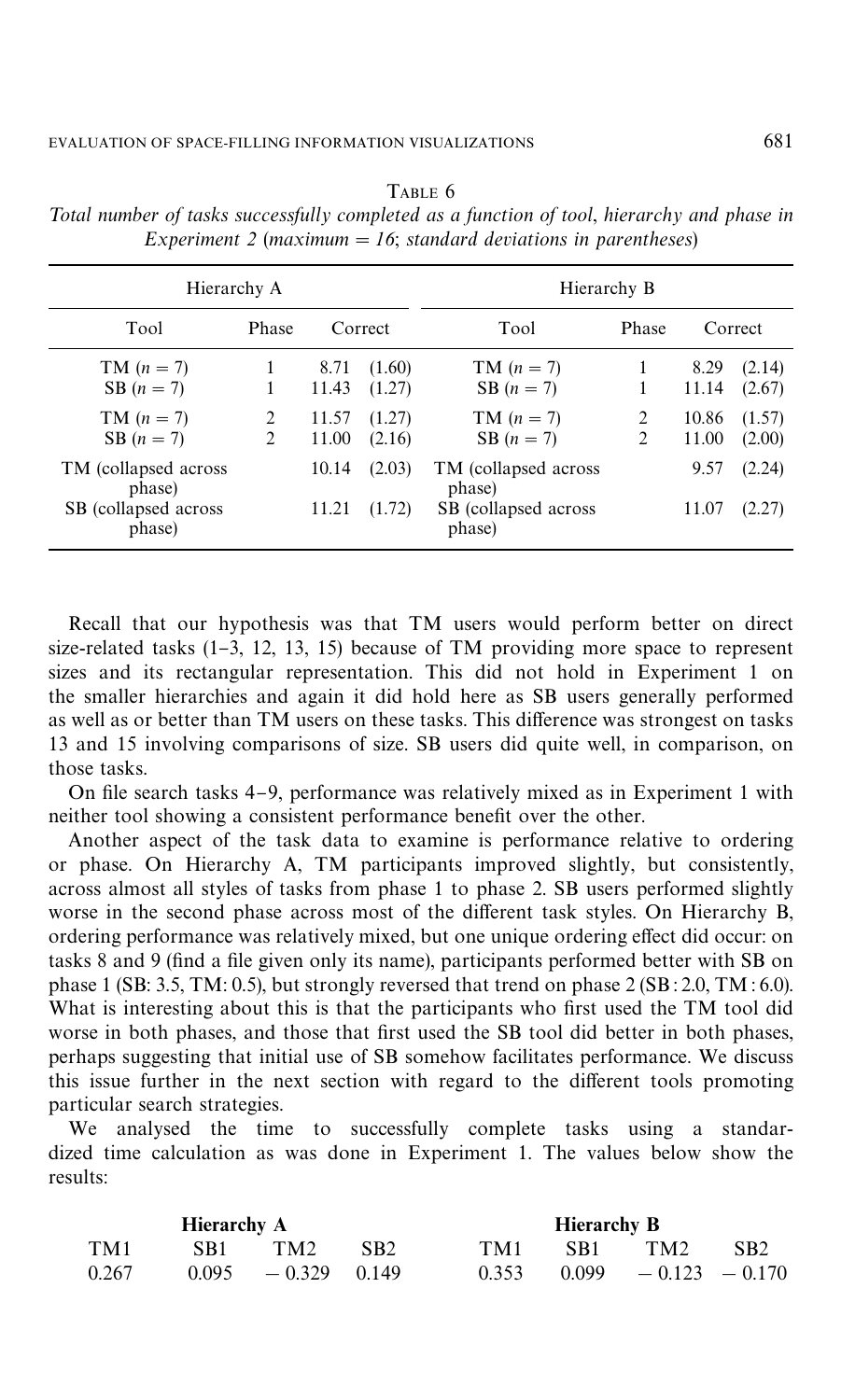TABLE 6

*Total number of tasks successfully completed as a function of tool, hierarchy and phase in Experiment 2 (maximum = 16; standard deviations in parentheses)*

| Hierarchy A | | | | Hierarchy B | | | |
|---|---|---|---|---|---|---|---|
| Tool | Phase | Correct | | Tool | Phase | Correct | |
| TM ($n = 7$) | 1 | 8.71 | (1.60) | TM ($n = 7$) | 1 | 8.29 | (2.14) |
| SB ($n = 7$) | 1 | 11.43 | (1.27) | SB ($n = 7$) | 1 | 11.14 | (2.67) |
| TM ($n = 7$) | 2 | 11.57 | (1.27) | TM ($n = 7$) | 2 | 10.86 | (1.57) |
| SB ($n = 7$) | 2 | 11.00 | (2.16) | SB ($n = 7$) | 2 | 11.00 | (2.00) |
| TM (collapsed across phase) | | 10.14 | (2.03) | TM (collapsed across phase) | | 9.57 | (2.24) |
| SB (collapsed across phase) | | 11.21 | (1.72) | SB (collapsed across phase) | | 11.07 | (2.27) |

Recall that our hypothesis was that TM users would perform better on direct size-related tasks (1–3, 12, 13, 15) because of TM providing more space to represent sizes and its rectangular representation. This did not hold in Experiment 1 on the smaller hierarchies and again it did hold here as SB users generally performed as well as or better than TM users on these tasks. This difference was strongest on tasks 13 and 15 involving comparisons of size. SB users did quite well, in comparison, on those tasks.

On file search tasks 4–9, performance was relatively mixed as in Experiment 1 with neither tool showing a consistent performance benefit over the other.

Another aspect of the task data to examine is performance relative to ordering or phase. On Hierarchy A, TM participants improved slightly, but consistently, across almost all styles of tasks from phase 1 to phase 2. SB users performed slightly worse in the second phase across most of the different task styles. On Hierarchy B, ordering performance was relatively mixed, but one unique ordering effect did occur: on tasks 8 and 9 (find a file given only its name), participants performed better with SB on phase 1 (SB: 3.5, TM: 0.5), but strongly reversed that trend on phase 2 (SB : 2.0, TM : 6.0). What is interesting about this is that the participants who first used the TM tool did worse in both phases, and those that first used the SB tool did better in both phases, perhaps suggesting that initial use of SB somehow facilitates performance. We discuss this issue further in the next section with regard to the different tools promoting particular search strategies.

We analysed the time to successfully complete tasks using a standardized time calculation as was done in Experiment 1. The values below show the results:

| **Hierarchy A** | | | | **Hierarchy B** | | | |
|---|---|---|---|---|---|---|---|
| TM1 | SB1 | TM2 | SB2 | TM1 | SB1 | TM2 | SB2 |
| 0.267 | 0.095 | − 0.329 | 0.149 | 0.353 | 0.099 | − 0.123 | − 0.170 |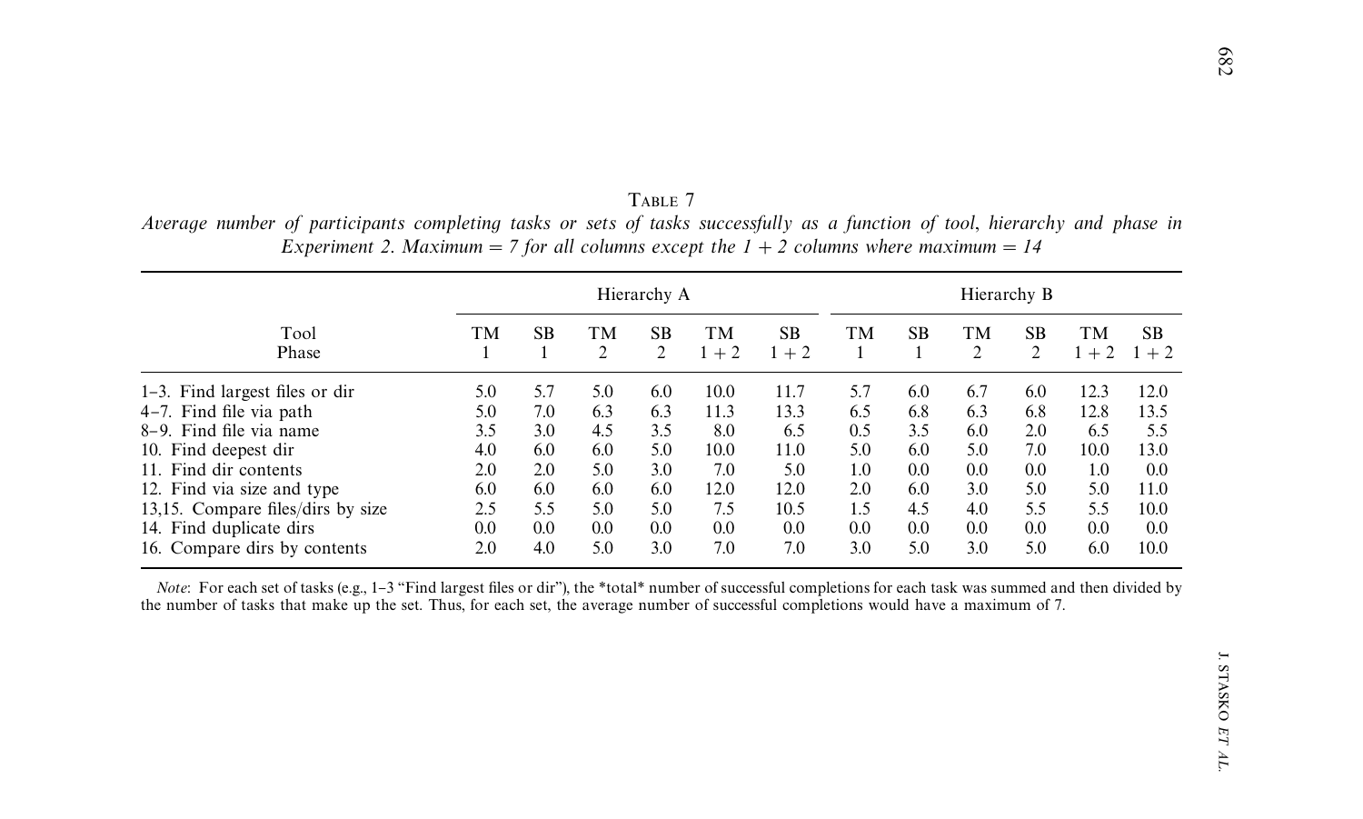Table 7

*Average number of participants completing tasks or sets of tasks successfully as a function of tool, hierarchy and phase in Experiment 2. Maximum = 7 for all columns except the 1 + 2 columns where maximum = 14*

| Tool | Hierarchy A | | | | | | Hierarchy B | | | | | |
|---|---|---|---|---|---|---|---|---|---|---|---|---|
| Phase | TM 1 | SB 1 | TM 2 | SB 2 | TM 1 + 2 | SB 1 + 2 | TM 1 | SB 1 | TM 2 | SB 2 | TM 1 + 2 | SB 1 + 2 |
| 1–3. Find largest files or dir | 5.0 | 5.7 | 5.0 | 6.0 | 10.0 | 11.7 | 5.7 | 6.0 | 6.7 | 6.0 | 12.3 | 12.0 |
| 4–7. Find file via path | 5.0 | 7.0 | 6.3 | 6.3 | 11.3 | 13.3 | 6.5 | 6.8 | 6.3 | 6.8 | 12.8 | 13.5 |
| 8–9. Find file via name | 3.5 | 3.0 | 4.5 | 3.5 | 8.0 | 6.5 | 0.5 | 3.5 | 6.0 | 2.0 | 6.5 | 5.5 |
| 10. Find deepest dir | 4.0 | 6.0 | 6.0 | 5.0 | 10.0 | 11.0 | 5.0 | 6.0 | 5.0 | 7.0 | 10.0 | 13.0 |
| 11. Find dir contents | 2.0 | 2.0 | 5.0 | 3.0 | 7.0 | 5.0 | 1.0 | 0.0 | 0.0 | 0.0 | 1.0 | 0.0 |
| 12. Find via size and type | 6.0 | 6.0 | 6.0 | 6.0 | 12.0 | 12.0 | 2.0 | 6.0 | 3.0 | 5.0 | 5.0 | 11.0 |
| 13,15. Compare files/dirs by size | 2.5 | 5.5 | 5.0 | 5.0 | 7.5 | 10.5 | 1.5 | 4.5 | 4.0 | 5.5 | 5.5 | 10.0 |
| 14. Find duplicate dirs | 0.0 | 0.0 | 0.0 | 0.0 | 0.0 | 0.0 | 0.0 | 0.0 | 0.0 | 0.0 | 0.0 | 0.0 |
| 16. Compare dirs by contents | 2.0 | 4.0 | 5.0 | 3.0 | 7.0 | 7.0 | 3.0 | 5.0 | 3.0 | 5.0 | 6.0 | 10.0 |

*Note*: For each set of tasks (e.g., 1–3 "Find largest files or dir"), the *total* number of successful completions for each task was summed and then divided by the number of tasks that make up the set. Thus, for each set, the average number of successful completions would have a maximum of 7.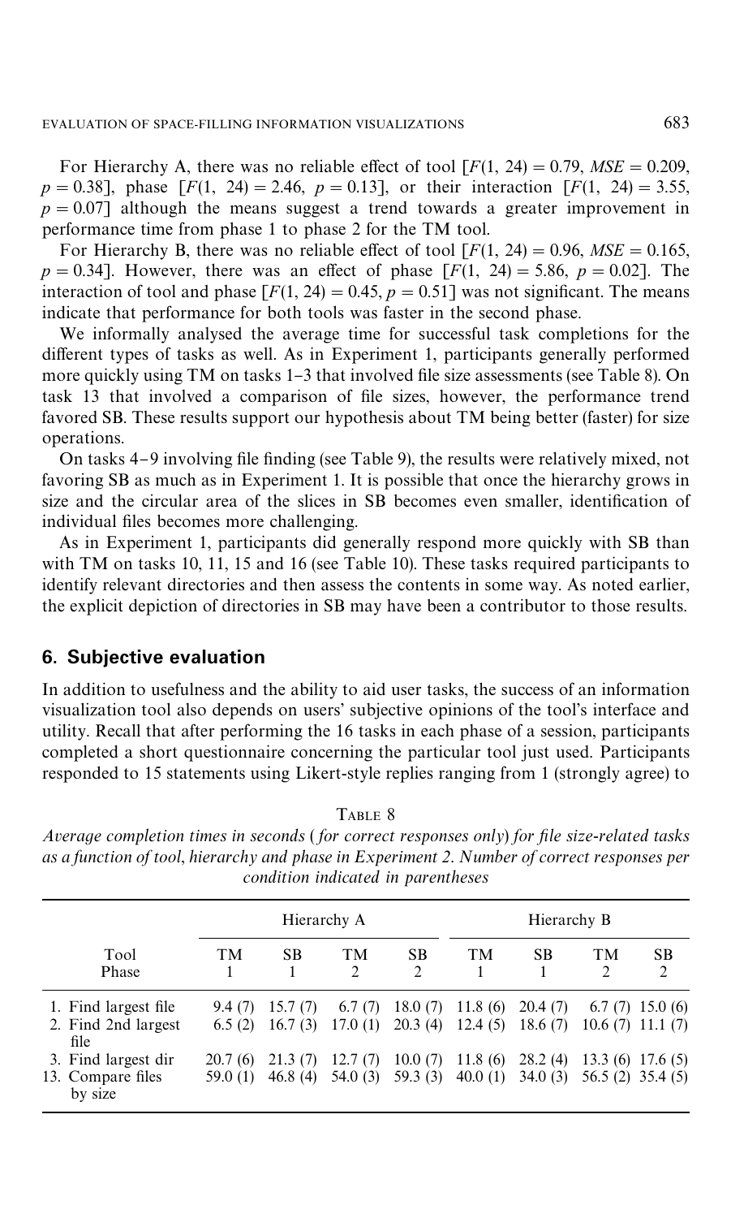For Hierarchy A, there was no reliable effect of tool [$F(1, 24) = 0.79$, $MSE = 0.209$, $p = 0.38$], phase [$F(1, 24) = 2.46$, $p = 0.13$], or their interaction [$F(1, 24) = 3.55$, $p = 0.07$] although the means suggest a trend towards a greater improvement in performance time from phase 1 to phase 2 for the TM tool.

For Hierarchy B, there was no reliable effect of tool [$F(1, 24) = 0.96$, $MSE = 0.165$, $p = 0.34$]. However, there was an effect of phase [$F(1, 24) = 5.86$, $p = 0.02$]. The interaction of tool and phase [$F(1, 24) = 0.45$, $p = 0.51$] was not significant. The means indicate that performance for both tools was faster in the second phase.

We informally analysed the average time for successful task completions for the different types of tasks as well. As in Experiment 1, participants generally performed more quickly using TM on tasks 1–3 that involved file size assessments (see Table 8). On task 13 that involved a comparison of file sizes, however, the performance trend favored SB. These results support our hypothesis about TM being better (faster) for size operations.

On tasks 4–9 involving file finding (see Table 9), the results were relatively mixed, not favoring SB as much as in Experiment 1. It is possible that once the hierarchy grows in size and the circular area of the slices in SB becomes even smaller, identification of individual files becomes more challenging.

As in Experiment 1, participants did generally respond more quickly with SB than with TM on tasks 10, 11, 15 and 16 (see Table 10). These tasks required participants to identify relevant directories and then assess the contents in some way. As noted earlier, the explicit depiction of directories in SB may have been a contributor to those results.

## 6. Subjective evaluation

In addition to usefulness and the ability to aid user tasks, the success of an information visualization tool also depends on users' subjective opinions of the tool's interface and utility. Recall that after performing the 16 tasks in each phase of a session, participants completed a short questionnaire concerning the particular tool just used. Participants responded to 15 statements using Likert-style replies ranging from 1 (strongly agree) to

TABLE 8

*Average completion times in seconds (for correct responses only) for file size-related tasks as a function of tool, hierarchy and phase in Experiment 2. Number of correct responses per condition indicated in parentheses*

| | Hierarchy A | | | | Hierarchy B | | | |
|---|---|---|---|---|---|---|---|---|
| Tool | TM | SB | TM | SB | TM | SB | TM | SB |
| Phase | 1 | 1 | 2 | 2 | 1 | 1 | 2 | 2 |
| 1. Find largest file | 9.4 (7) | 15.7 (7) | 6.7 (7) | 18.0 (7) | 11.8 (6) | 20.4 (7) | 6.7 (7) | 15.0 (6) |
| 2. Find 2nd largest file | 6.5 (2) | 16.7 (3) | 17.0 (1) | 20.3 (4) | 12.4 (5) | 18.6 (7) | 10.6 (7) | 11.1 (7) |
| 3. Find largest dir | 20.7 (6) | 21.3 (7) | 12.7 (7) | 10.0 (7) | 11.8 (6) | 28.2 (4) | 13.3 (6) | 17.6 (5) |
| 13. Compare files by size | 59.0 (1) | 46.8 (4) | 54.0 (3) | 59.3 (3) | 40.0 (1) | 34.0 (3) | 56.5 (2) | 35.4 (5) |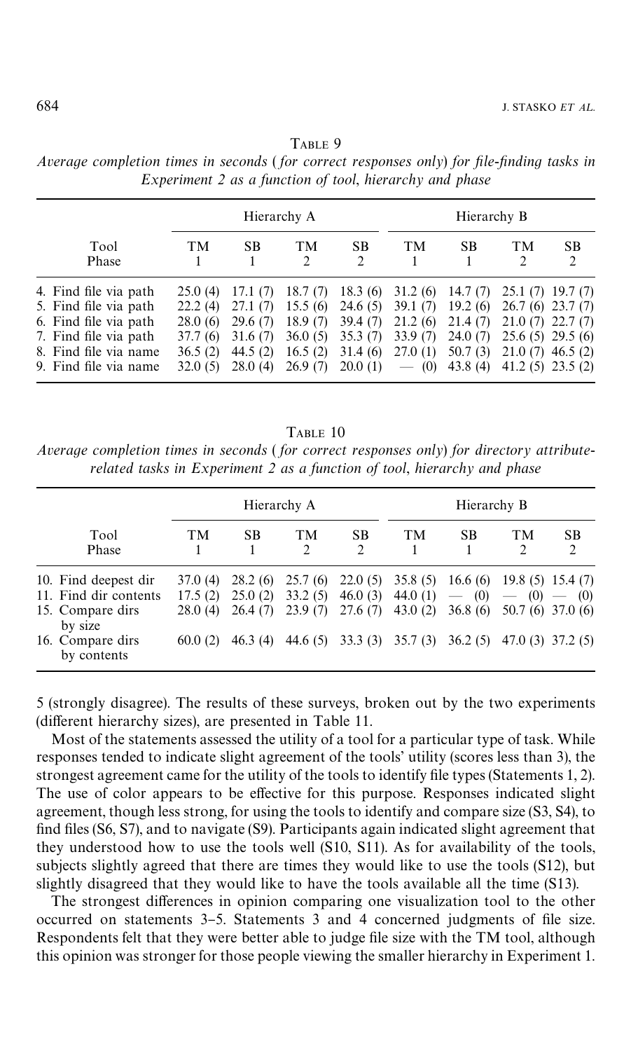TABLE 9

*Average completion times in seconds (for correct responses only) for file-finding tasks in Experiment 2 as a function of tool, hierarchy and phase*

| | Hierarchy A | | | | Hierarchy B | | | |
|---|---|---|---|---|---|---|---|---|
| Tool | TM | SB | TM | SB | TM | SB | TM | SB |
| Phase | 1 | 1 | 2 | 2 | 1 | 1 | 2 | 2 |
| 4. Find file via path | 25.0 (4) | 17.1 (7) | 18.7 (7) | 18.3 (6) | 31.2 (6) | 14.7 (7) | 25.1 (7) | 19.7 (7) |
| 5. Find file via path | 22.2 (4) | 27.1 (7) | 15.5 (6) | 24.6 (5) | 39.1 (7) | 19.2 (6) | 26.7 (6) | 23.7 (7) |
| 6. Find file via path | 28.0 (6) | 29.6 (7) | 18.9 (7) | 39.4 (7) | 21.2 (6) | 21.4 (7) | 21.0 (7) | 22.7 (7) |
| 7. Find file via path | 37.7 (6) | 31.6 (7) | 36.0 (5) | 35.3 (7) | 33.9 (7) | 24.0 (7) | 25.6 (5) | 29.5 (6) |
| 8. Find file via name | 36.5 (2) | 44.5 (2) | 16.5 (2) | 31.4 (6) | 27.0 (1) | 50.7 (3) | 21.0 (7) | 46.5 (2) |
| 9. Find file via name | 32.0 (5) | 28.0 (4) | 26.9 (7) | 20.0 (1) | — (0) | 43.8 (4) | 41.2 (5) | 23.5 (2) |

TABLE 10

*Average completion times in seconds (for correct responses only) for directory attribute-related tasks in Experiment 2 as a function of tool, hierarchy and phase*

| | Hierarchy A | | | | Hierarchy B | | | |
|---|---|---|---|---|---|---|---|---|
| Tool | TM | SB | TM | SB | TM | SB | TM | SB |
| Phase | 1 | 1 | 2 | 2 | 1 | 1 | 2 | 2 |
| 10. Find deepest dir | 37.0 (4) | 28.2 (6) | 25.7 (6) | 22.0 (5) | 35.8 (5) | 16.6 (6) | 19.8 (5) | 15.4 (7) |
| 11. Find dir contents | 17.5 (2) | 25.0 (2) | 33.2 (5) | 46.0 (3) | 44.0 (1) | — (0) | — (0) | — (0) |
| 15. Compare dirs by size | 28.0 (4) | 26.4 (7) | 23.9 (7) | 27.6 (7) | 43.0 (2) | 36.8 (6) | 50.7 (6) | 37.0 (6) |
| 16. Compare dirs by contents | 60.0 (2) | 46.3 (4) | 44.6 (5) | 33.3 (3) | 35.7 (3) | 36.2 (5) | 47.0 (3) | 37.2 (5) |

5 (strongly disagree). The results of these surveys, broken out by the two experiments (different hierarchy sizes), are presented in Table 11.

Most of the statements assessed the utility of a tool for a particular type of task. While responses tended to indicate slight agreement of the tools' utility (scores less than 3), the strongest agreement came for the utility of the tools to identify file types (Statements 1, 2). The use of color appears to be effective for this purpose. Responses indicated slight agreement, though less strong, for using the tools to identify and compare size (S3, S4), to find files (S6, S7), and to navigate (S9). Participants again indicated slight agreement that they understood how to use the tools well (S10, S11). As for availability of the tools, subjects slightly agreed that there are times they would like to use the tools (S12), but slightly disagreed that they would like to have the tools available all the time (S13).

The strongest differences in opinion comparing one visualization tool to the other occurred on statements 3–5. Statements 3 and 4 concerned judgments of file size. Respondents felt that they were better able to judge file size with the TM tool, although this opinion was stronger for those people viewing the smaller hierarchy in Experiment 1.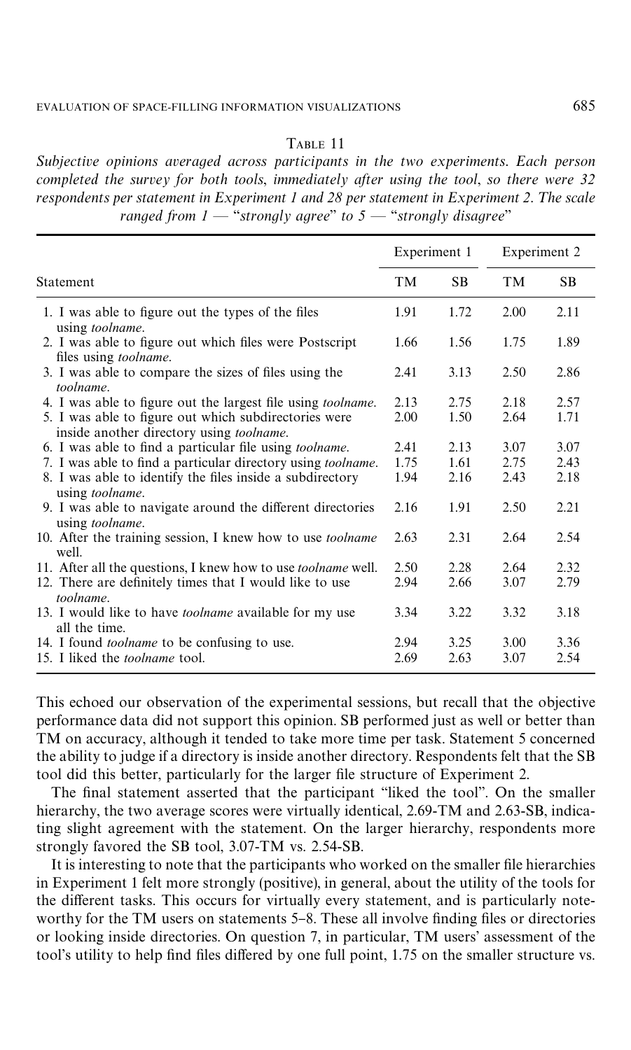TABLE 11

*Subjective opinions averaged across participants in the two experiments. Each person completed the survey for both tools, immediately after using the tool, so there were 32 respondents per statement in Experiment 1 and 28 per statement in Experiment 2. The scale ranged from 1 — "strongly agree" to 5 — "strongly disagree"*

| | Experiment 1 | | Experiment 2 | |
|---|---|---|---|---|
| Statement | TM | SB | TM | SB |
| 1. I was able to figure out the types of the files using *toolname*. | 1.91 | 1.72 | 2.00 | 2.11 |
| 2. I was able to figure out which files were Postscript files using *toolname*. | 1.66 | 1.56 | 1.75 | 1.89 |
| 3. I was able to compare the sizes of files using the *toolname*. | 2.41 | 3.13 | 2.50 | 2.86 |
| 4. I was able to figure out the largest file using *toolname*. | 2.13 | 2.75 | 2.18 | 2.57 |
| 5. I was able to figure out which subdirectories were inside another directory using *toolname*. | 2.00 | 1.50 | 2.64 | 1.71 |
| 6. I was able to find a particular file using *toolname*. | 2.41 | 2.13 | 3.07 | 3.07 |
| 7. I was able to find a particular directory using *toolname*. | 1.75 | 1.61 | 2.75 | 2.43 |
| 8. I was able to identify the files inside a subdirectory using *toolname*. | 1.94 | 2.16 | 2.43 | 2.18 |
| 9. I was able to navigate around the different directories using *toolname*. | 2.16 | 1.91 | 2.50 | 2.21 |
| 10. After the training session, I knew how to use *toolname* well. | 2.63 | 2.31 | 2.64 | 2.54 |
| 11. After all the questions, I knew how to use *toolname* well. | 2.50 | 2.28 | 2.64 | 2.32 |
| 12. There are definitely times that I would like to use *toolname*. | 2.94 | 2.66 | 3.07 | 2.79 |
| 13. I would like to have *toolname* available for my use all the time. | 3.34 | 3.22 | 3.32 | 3.18 |
| 14. I found *toolname* to be confusing to use. | 2.94 | 3.25 | 3.00 | 3.36 |
| 15. I liked the *toolname* tool. | 2.69 | 2.63 | 3.07 | 2.54 |

This echoed our observation of the experimental sessions, but recall that the objective performance data did not support this opinion. SB performed just as well or better than TM on accuracy, although it tended to take more time per task. Statement 5 concerned the ability to judge if a directory is inside another directory. Respondents felt that the SB tool did this better, particularly for the larger file structure of Experiment 2.

The final statement asserted that the participant "liked the tool". On the smaller hierarchy, the two average scores were virtually identical, 2.69-TM and 2.63-SB, indicating slight agreement with the statement. On the larger hierarchy, respondents more strongly favored the SB tool, 3.07-TM vs. 2.54-SB.

It is interesting to note that the participants who worked on the smaller file hierarchies in Experiment 1 felt more strongly (positive), in general, about the utility of the tools for the different tasks. This occurs for virtually every statement, and is particularly noteworthy for the TM users on statements 5–8. These all involve finding files or directories or looking inside directories. On question 7, in particular, TM users' assessment of the tool's utility to help find files differed by one full point, 1.75 on the smaller structure vs.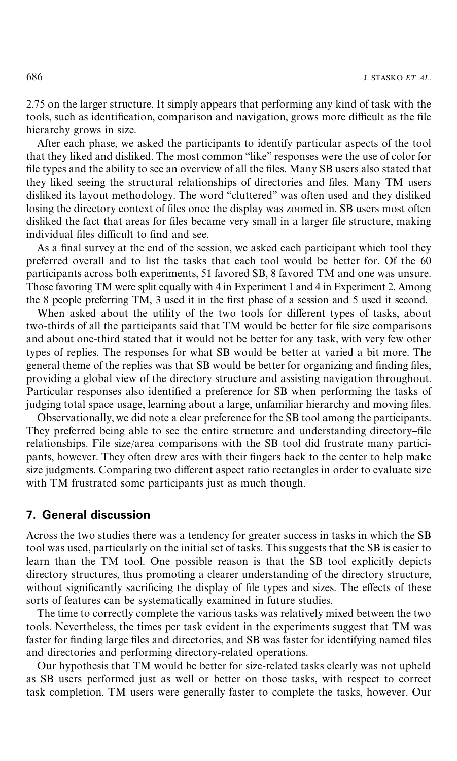2.75 on the larger structure. It simply appears that performing any kind of task with the tools, such as identification, comparison and navigation, grows more difficult as the file hierarchy grows in size.

After each phase, we asked the participants to identify particular aspects of the tool that they liked and disliked. The most common "like" responses were the use of color for file types and the ability to see an overview of all the files. Many SB users also stated that they liked seeing the structural relationships of directories and files. Many TM users disliked its layout methodology. The word "cluttered" was often used and they disliked losing the directory context of files once the display was zoomed in. SB users most often disliked the fact that areas for files became very small in a larger file structure, making individual files difficult to find and see.

As a final survey at the end of the session, we asked each participant which tool they preferred overall and to list the tasks that each tool would be better for. Of the 60 participants across both experiments, 51 favored SB, 8 favored TM and one was unsure. Those favoring TM were split equally with 4 in Experiment 1 and 4 in Experiment 2. Among the 8 people preferring TM, 3 used it in the first phase of a session and 5 used it second.

When asked about the utility of the two tools for different types of tasks, about two-thirds of all the participants said that TM would be better for file size comparisons and about one-third stated that it would not be better for any task, with very few other types of replies. The responses for what SB would be better at varied a bit more. The general theme of the replies was that SB would be better for organizing and finding files, providing a global view of the directory structure and assisting navigation throughout. Particular responses also identified a preference for SB when performing the tasks of judging total space usage, learning about a large, unfamiliar hierarchy and moving files.

Observationally, we did note a clear preference for the SB tool among the participants. They preferred being able to see the entire structure and understanding directory–file relationships. File size/area comparisons with the SB tool did frustrate many participants, however. They often drew arcs with their fingers back to the center to help make size judgments. Comparing two different aspect ratio rectangles in order to evaluate size with TM frustrated some participants just as much though.

## 7. General discussion

Across the two studies there was a tendency for greater success in tasks in which the SB tool was used, particularly on the initial set of tasks. This suggests that the SB is easier to learn than the TM tool. One possible reason is that the SB tool explicitly depicts directory structures, thus promoting a clearer understanding of the directory structure, without significantly sacrificing the display of file types and sizes. The effects of these sorts of features can be systematically examined in future studies.

The time to correctly complete the various tasks was relatively mixed between the two tools. Nevertheless, the times per task evident in the experiments suggest that TM was faster for finding large files and directories, and SB was faster for identifying named files and directories and performing directory-related operations.

Our hypothesis that TM would be better for size-related tasks clearly was not upheld as SB users performed just as well or better on those tasks, with respect to correct task completion. TM users were generally faster to complete the tasks, however. Our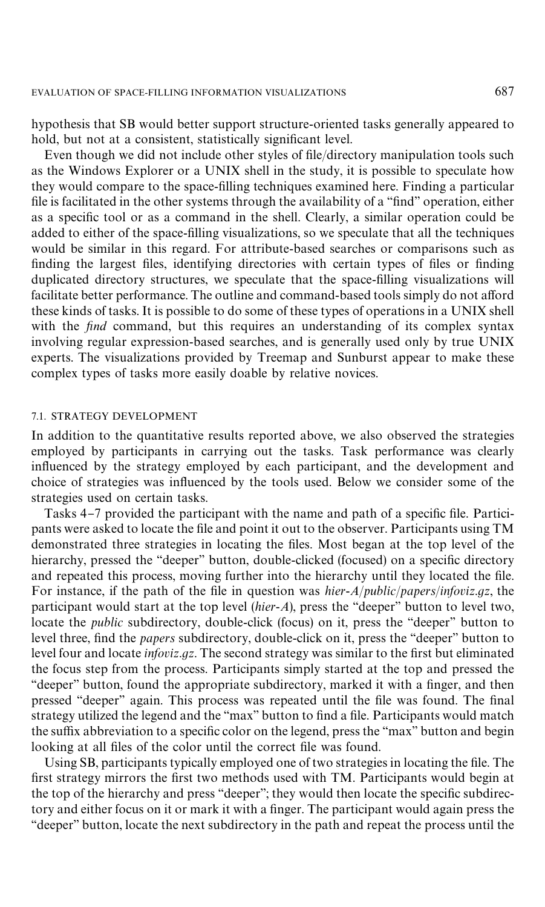hypothesis that SB would better support structure-oriented tasks generally appeared to hold, but not at a consistent, statistically significant level.

Even though we did not include other styles of file/directory manipulation tools such as the Windows Explorer or a UNIX shell in the study, it is possible to speculate how they would compare to the space-filling techniques examined here. Finding a particular file is facilitated in the other systems through the availability of a "find" operation, either as a specific tool or as a command in the shell. Clearly, a similar operation could be added to either of the space-filling visualizations, so we speculate that all the techniques would be similar in this regard. For attribute-based searches or comparisons such as finding the largest files, identifying directories with certain types of files or finding duplicated directory structures, we speculate that the space-filling visualizations will facilitate better performance. The outline and command-based tools simply do not afford these kinds of tasks. It is possible to do some of these types of operations in a UNIX shell with the *find* command, but this requires an understanding of its complex syntax involving regular expression-based searches, and is generally used only by true UNIX experts. The visualizations provided by Treemap and Sunburst appear to make these complex types of tasks more easily doable by relative novices.

### 7.1. STRATEGY DEVELOPMENT

In addition to the quantitative results reported above, we also observed the strategies employed by participants in carrying out the tasks. Task performance was clearly influenced by the strategy employed by each participant, and the development and choice of strategies was influenced by the tools used. Below we consider some of the strategies used on certain tasks.

Tasks 4–7 provided the participant with the name and path of a specific file. Participants were asked to locate the file and point it out to the observer. Participants using TM demonstrated three strategies in locating the files. Most began at the top level of the hierarchy, pressed the "deeper" button, double-clicked (focused) on a specific directory and repeated this process, moving further into the hierarchy until they located the file. For instance, if the path of the file in question was *hier-A/public/papers/infoviz.gz*, the participant would start at the top level (*hier-A*), press the "deeper" button to level two, locate the *public* subdirectory, double-click (focus) on it, press the "deeper" button to level three, find the *papers* subdirectory, double-click on it, press the "deeper" button to level four and locate *infoviz.gz*. The second strategy was similar to the first but eliminated the focus step from the process. Participants simply started at the top and pressed the "deeper" button, found the appropriate subdirectory, marked it with a finger, and then pressed "deeper" again. This process was repeated until the file was found. The final strategy utilized the legend and the "max" button to find a file. Participants would match the suffix abbreviation to a specific color on the legend, press the "max" button and begin looking at all files of the color until the correct file was found.

Using SB, participants typically employed one of two strategies in locating the file. The first strategy mirrors the first two methods used with TM. Participants would begin at the top of the hierarchy and press "deeper"; they would then locate the specific subdirectory and either focus on it or mark it with a finger. The participant would again press the "deeper" button, locate the next subdirectory in the path and repeat the process until the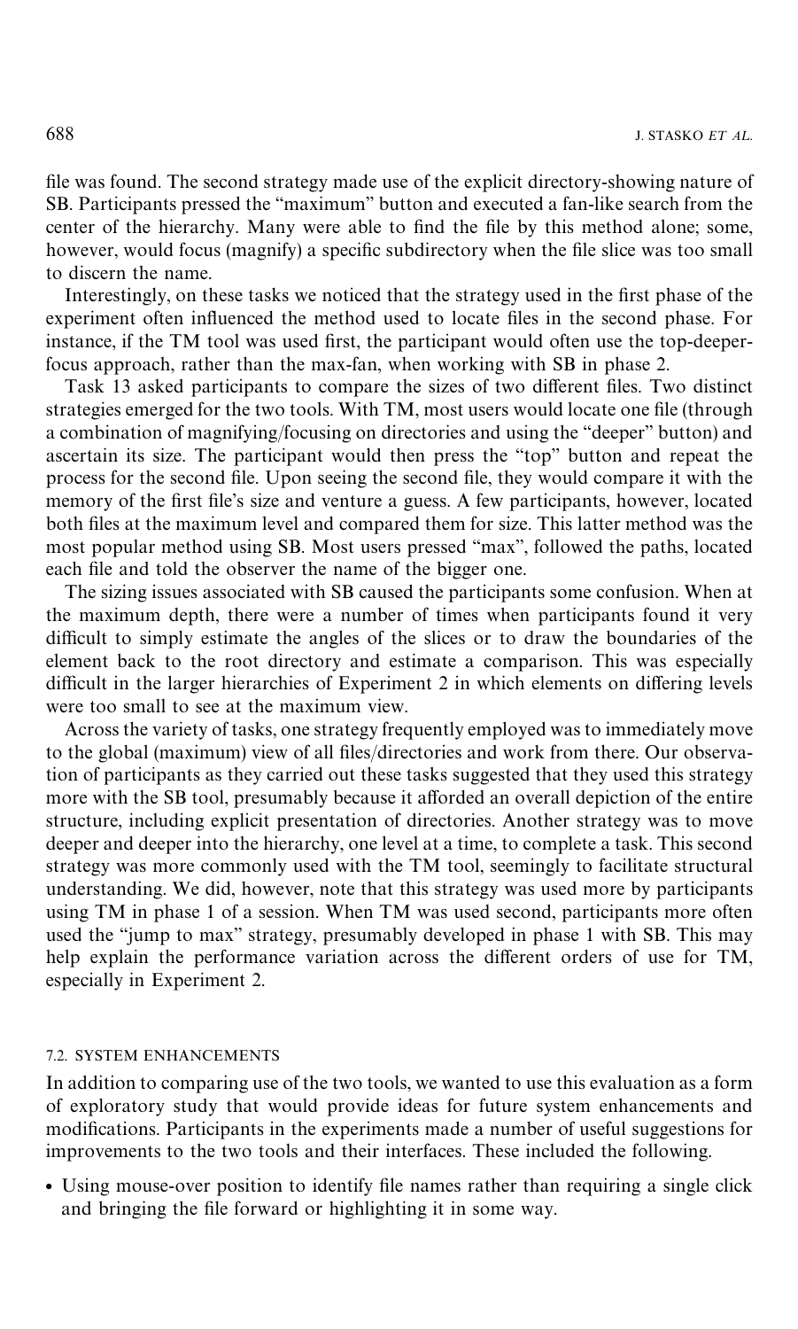file was found. The second strategy made use of the explicit directory-showing nature of SB. Participants pressed the "maximum" button and executed a fan-like search from the center of the hierarchy. Many were able to find the file by this method alone; some, however, would focus (magnify) a specific subdirectory when the file slice was too small to discern the name.

Interestingly, on these tasks we noticed that the strategy used in the first phase of the experiment often influenced the method used to locate files in the second phase. For instance, if the TM tool was used first, the participant would often use the top-deeper-focus approach, rather than the max-fan, when working with SB in phase 2.

Task 13 asked participants to compare the sizes of two different files. Two distinct strategies emerged for the two tools. With TM, most users would locate one file (through a combination of magnifying/focusing on directories and using the "deeper" button) and ascertain its size. The participant would then press the "top" button and repeat the process for the second file. Upon seeing the second file, they would compare it with the memory of the first file's size and venture a guess. A few participants, however, located both files at the maximum level and compared them for size. This latter method was the most popular method using SB. Most users pressed "max", followed the paths, located each file and told the observer the name of the bigger one.

The sizing issues associated with SB caused the participants some confusion. When at the maximum depth, there were a number of times when participants found it very difficult to simply estimate the angles of the slices or to draw the boundaries of the element back to the root directory and estimate a comparison. This was especially difficult in the larger hierarchies of Experiment 2 in which elements on differing levels were too small to see at the maximum view.

Across the variety of tasks, one strategy frequently employed was to immediately move to the global (maximum) view of all files/directories and work from there. Our observation of participants as they carried out these tasks suggested that they used this strategy more with the SB tool, presumably because it afforded an overall depiction of the entire structure, including explicit presentation of directories. Another strategy was to move deeper and deeper into the hierarchy, one level at a time, to complete a task. This second strategy was more commonly used with the TM tool, seemingly to facilitate structural understanding. We did, however, note that this strategy was used more by participants using TM in phase 1 of a session. When TM was used second, participants more often used the "jump to max" strategy, presumably developed in phase 1 with SB. This may help explain the performance variation across the different orders of use for TM, especially in Experiment 2.

### 7.2. SYSTEM ENHANCEMENTS

In addition to comparing use of the two tools, we wanted to use this evaluation as a form of exploratory study that would provide ideas for future system enhancements and modifications. Participants in the experiments made a number of useful suggestions for improvements to the two tools and their interfaces. These included the following.

- Using mouse-over position to identify file names rather than requiring a single click and bringing the file forward or highlighting it in some way.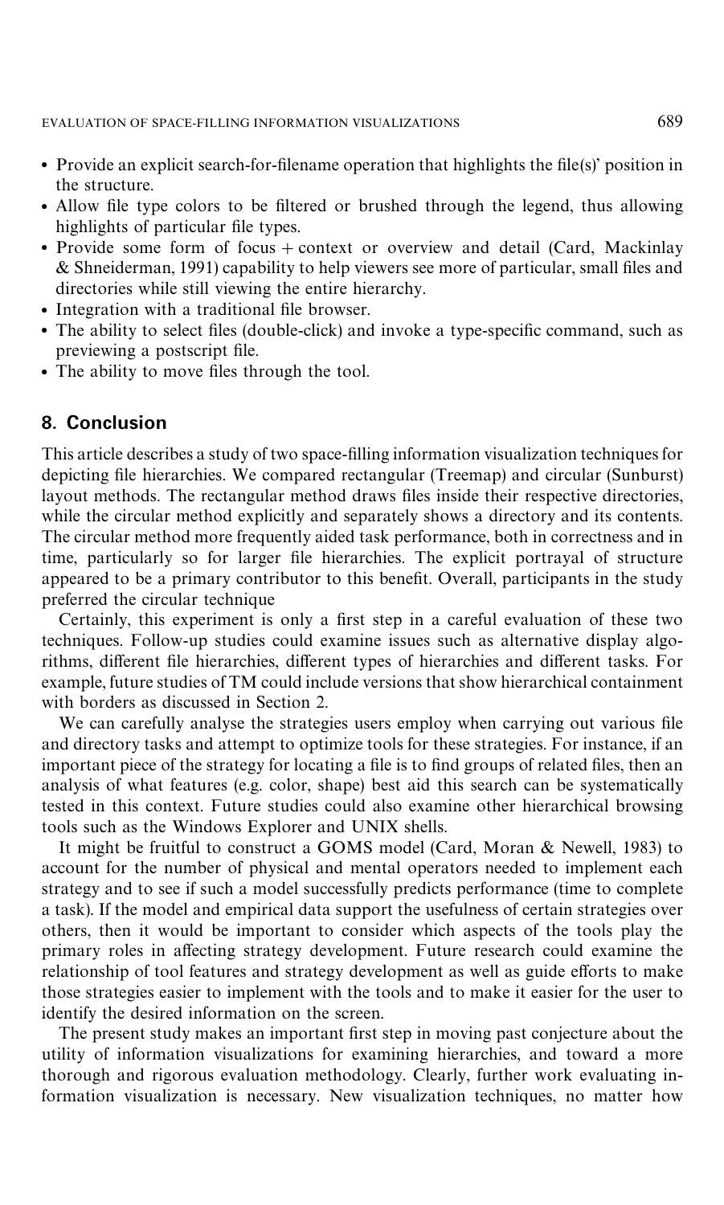- Provide an explicit search-for-filename operation that highlights the file(s)' position in the structure.
- Allow file type colors to be filtered or brushed through the legend, thus allowing highlights of particular file types.
- Provide some form of focus + context or overview and detail (Card, Mackinlay & Shneiderman, 1991) capability to help viewers see more of particular, small files and directories while still viewing the entire hierarchy.
- Integration with a traditional file browser.
- The ability to select files (double-click) and invoke a type-specific command, such as previewing a postscript file.
- The ability to move files through the tool.

## 8. Conclusion

This article describes a study of two space-filling information visualization techniques for depicting file hierarchies. We compared rectangular (Treemap) and circular (Sunburst) layout methods. The rectangular method draws files inside their respective directories, while the circular method explicitly and separately shows a directory and its contents. The circular method more frequently aided task performance, both in correctness and in time, particularly so for larger file hierarchies. The explicit portrayal of structure appeared to be a primary contributor to this benefit. Overall, participants in the study preferred the circular technique

Certainly, this experiment is only a first step in a careful evaluation of these two techniques. Follow-up studies could examine issues such as alternative display algorithms, different file hierarchies, different types of hierarchies and different tasks. For example, future studies of TM could include versions that show hierarchical containment with borders as discussed in Section 2.

We can carefully analyse the strategies users employ when carrying out various file and directory tasks and attempt to optimize tools for these strategies. For instance, if an important piece of the strategy for locating a file is to find groups of related files, then an analysis of what features (e.g. color, shape) best aid this search can be systematically tested in this context. Future studies could also examine other hierarchical browsing tools such as the Windows Explorer and UNIX shells.

It might be fruitful to construct a GOMS model (Card, Moran & Newell, 1983) to account for the number of physical and mental operators needed to implement each strategy and to see if such a model successfully predicts performance (time to complete a task). If the model and empirical data support the usefulness of certain strategies over others, then it would be important to consider which aspects of the tools play the primary roles in affecting strategy development. Future research could examine the relationship of tool features and strategy development as well as guide efforts to make those strategies easier to implement with the tools and to make it easier for the user to identify the desired information on the screen.

The present study makes an important first step in moving past conjecture about the utility of information visualizations for examining hierarchies, and toward a more thorough and rigorous evaluation methodology. Clearly, further work evaluating information visualization is necessary. New visualization techniques, no matter how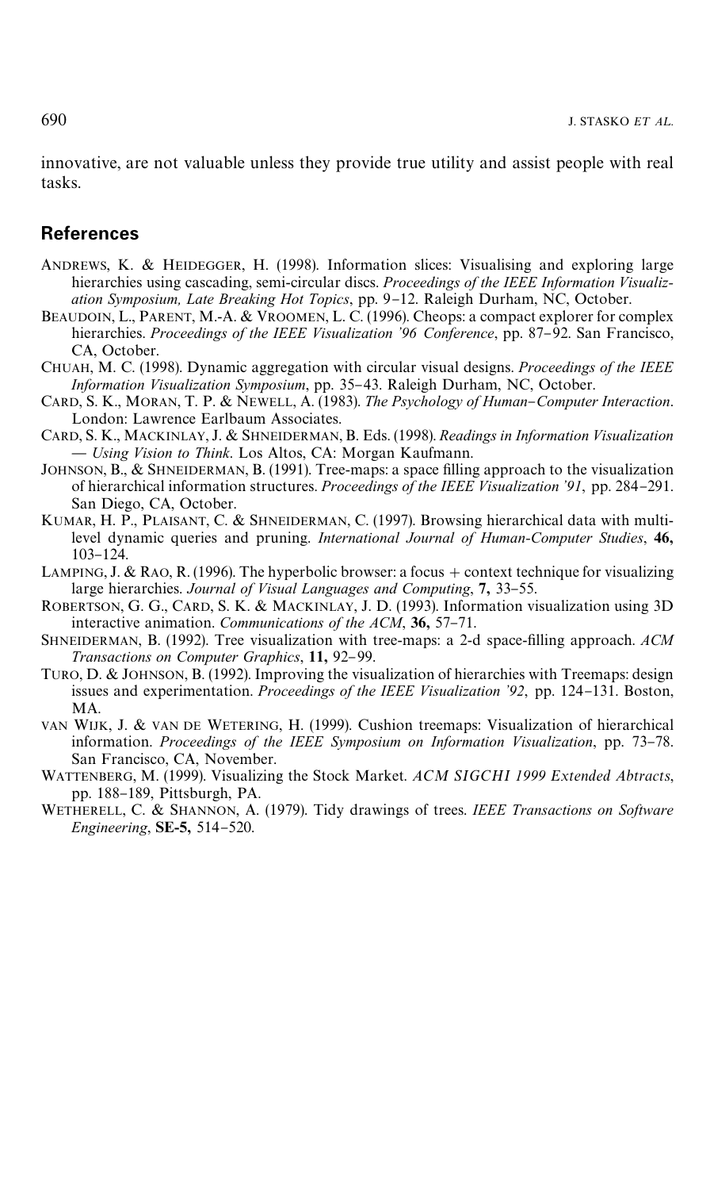innovative, are not valuable unless they provide true utility and assist people with real tasks.

## References

ANDREWS, K. & HEIDEGGER, H. (1998). Information slices: Visualising and exploring large hierarchies using cascading, semi-circular discs. *Proceedings of the IEEE Information Visualization Symposium, Late Breaking Hot Topics*, pp. 9–12. Raleigh Durham, NC, October.

BEAUDOIN, L., PARENT, M.-A. & VROOMEN, L. C. (1996). Cheops: a compact explorer for complex hierarchies. *Proceedings of the IEEE Visualization '96 Conference*, pp. 87–92. San Francisco, CA, October.

CHUAH, M. C. (1998). Dynamic aggregation with circular visual designs. *Proceedings of the IEEE Information Visualization Symposium*, pp. 35–43. Raleigh Durham, NC, October.

CARD, S. K., MORAN, T. P. & NEWELL, A. (1983). *The Psychology of Human–Computer Interaction*. London: Lawrence Earlbaum Associates.

CARD, S. K., MACKINLAY, J. & SHNEIDERMAN, B. Eds. (1998). *Readings in Information Visualization — Using Vision to Think*. Los Altos, CA: Morgan Kaufmann.

JOHNSON, B., & SHNEIDERMAN, B. (1991). Tree-maps: a space filling approach to the visualization of hierarchical information structures. *Proceedings of the IEEE Visualization '91*, pp. 284–291. San Diego, CA, October.

KUMAR, H. P., PLAISANT, C. & SHNEIDERMAN, C. (1997). Browsing hierarchical data with multi-level dynamic queries and pruning. *International Journal of Human-Computer Studies*, **46,** 103–124.

LAMPING, J. & RAO, R. (1996). The hyperbolic browser: a focus + context technique for visualizing large hierarchies. *Journal of Visual Languages and Computing*, **7,** 33–55.

ROBERTSON, G. G., CARD, S. K. & MACKINLAY, J. D. (1993). Information visualization using 3D interactive animation. *Communications of the ACM*, **36,** 57–71.

SHNEIDERMAN, B. (1992). Tree visualization with tree-maps: a 2-d space-filling approach. *ACM Transactions on Computer Graphics*, **11,** 92–99.

TURO, D. & JOHNSON, B. (1992). Improving the visualization of hierarchies with Treemaps: design issues and experimentation. *Proceedings of the IEEE Visualization '92*, pp. 124–131. Boston, MA.

VAN WIJK, J. & VAN DE WETERING, H. (1999). Cushion treemaps: Visualization of hierarchical information. *Proceedings of the IEEE Symposium on Information Visualization*, pp. 73–78. San Francisco, CA, November.

WATTENBERG, M. (1999). Visualizing the Stock Market. *ACM SIGCHI 1999 Extended Abtracts*, pp. 188–189, Pittsburgh, PA.

WETHERELL, C. & SHANNON, A. (1979). Tidy drawings of trees. *IEEE Transactions on Software Engineering*, **SE-5,** 514–520.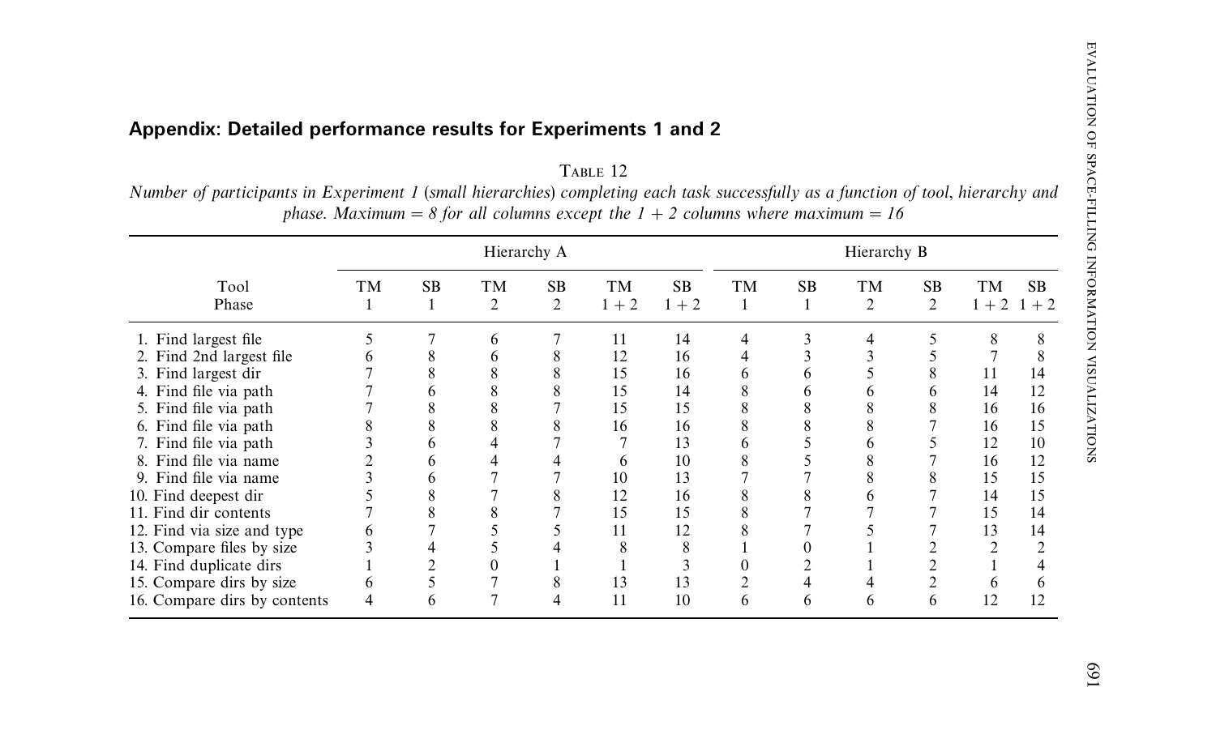## Appendix: Detailed performance results for Experiments 1 and 2

TABLE 12

*Number of participants in Experiment 1 (small hierarchies) completing each task successfully as a function of tool, hierarchy and phase. Maximum = 8 for all columns except the 1 + 2 columns where maximum = 16*

| | Hierarchy A | | | | | | Hierarchy B | | | | | |
|---|---|---|---|---|---|---|---|---|---|---|---|---|
| Tool | TM | SB | TM | SB | TM | SB | TM | SB | TM | SB | TM | SB |
| Phase | 1 | 1 | 2 | 2 | 1 + 2 | 1 + 2 | 1 | 1 | 2 | 2 | 1 + 2 | 1 + 2 |
| 1. Find largest file | 5 | 7 | 6 | 7 | 11 | 14 | 4 | 3 | 4 | 5 | 8 | 8 |
| 2. Find 2nd largest file | 6 | 8 | 6 | 8 | 12 | 16 | 4 | 3 | 3 | 5 | 7 | 8 |
| 3. Find largest dir | 7 | 8 | 8 | 8 | 15 | 16 | 6 | 6 | 5 | 8 | 11 | 14 |
| 4. Find file via path | 7 | 6 | 8 | 8 | 15 | 14 | 8 | 6 | 6 | 6 | 14 | 12 |
| 5. Find file via path | 7 | 8 | 8 | 7 | 15 | 15 | 8 | 8 | 8 | 8 | 16 | 16 |
| 6. Find file via path | 8 | 8 | 8 | 8 | 16 | 16 | 8 | 8 | 8 | 7 | 16 | 15 |
| 7. Find file via path | 3 | 6 | 4 | 7 | 7 | 13 | 6 | 5 | 6 | 5 | 12 | 10 |
| 8. Find file via name | 2 | 6 | 4 | 4 | 6 | 10 | 8 | 5 | 8 | 7 | 16 | 12 |
| 9. Find file via name | 3 | 6 | 7 | 7 | 10 | 13 | 7 | 7 | 8 | 8 | 15 | 15 |
| 10. Find deepest dir | 5 | 8 | 7 | 8 | 12 | 16 | 8 | 8 | 6 | 7 | 14 | 15 |
| 11. Find dir contents | 7 | 8 | 8 | 7 | 15 | 15 | 8 | 7 | 7 | 7 | 15 | 14 |
| 12. Find via size and type | 6 | 7 | 5 | 5 | 11 | 12 | 8 | 7 | 5 | 7 | 13 | 14 |
| 13. Compare files by size | 3 | 4 | 5 | 4 | 8 | 8 | 1 | 0 | 1 | 2 | 2 | 2 |
| 14. Find duplicate dirs | 1 | 2 | 0 | 1 | 1 | 3 | 0 | 2 | 1 | 2 | 1 | 4 |
| 15. Compare dirs by size | 6 | 5 | 7 | 8 | 13 | 13 | 2 | 4 | 4 | 2 | 6 | 6 |
| 16. Compare dirs by contents | 4 | 6 | 7 | 4 | 11 | 10 | 6 | 6 | 6 | 6 | 12 | 12 |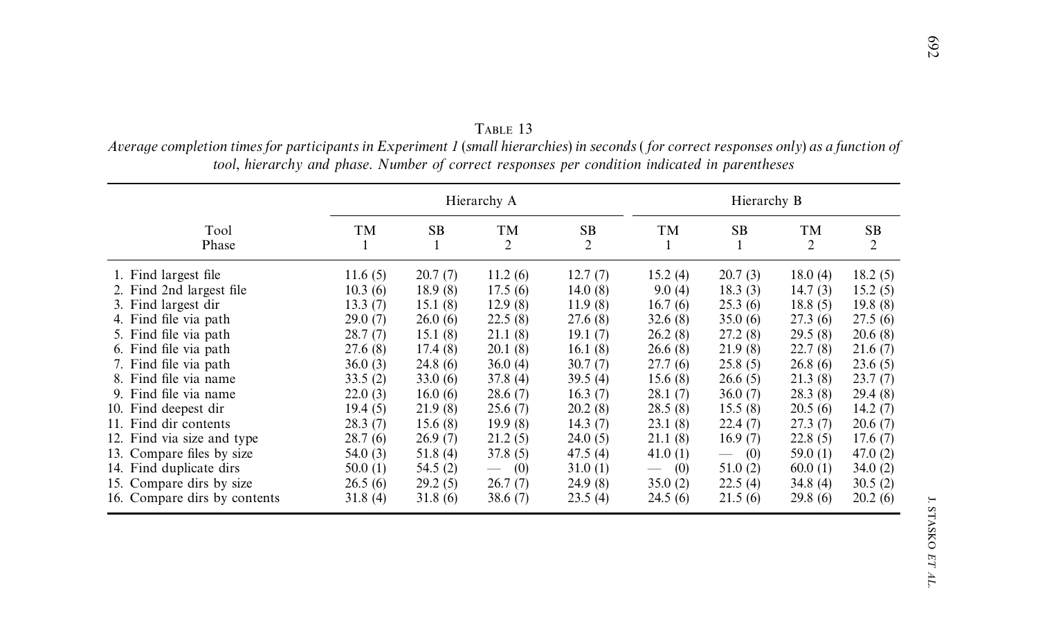TABLE 13

*Average completion times for participants in Experiment 1 (small hierarchies) in seconds (for correct responses only) as a function of tool, hierarchy and phase. Number of correct responses per condition indicated in parentheses*

| Tool<br>Phase | Hierarchy A<br>TM<br>1 | <br>SB<br>1 | <br>TM<br>2 | <br>SB<br>2 | Hierarchy B<br>TM<br>1 | <br>SB<br>1 | <br>TM<br>2 | <br>SB<br>2 |
|---|---|---|---|---|---|---|---|---|
| 1. Find largest file | 11.6 (5) | 20.7 (7) | 11.2 (6) | 12.7 (7) | 15.2 (4) | 20.7 (3) | 18.0 (4) | 18.2 (5) |
| 2. Find 2nd largest file | 10.3 (6) | 18.9 (8) | 17.5 (6) | 14.0 (8) | 9.0 (4) | 18.3 (3) | 14.7 (3) | 15.2 (5) |
| 3. Find largest dir | 13.3 (7) | 15.1 (8) | 12.9 (8) | 11.9 (8) | 16.7 (6) | 25.3 (6) | 18.8 (5) | 19.8 (8) |
| 4. Find file via path | 29.0 (7) | 26.0 (6) | 22.5 (8) | 27.6 (8) | 32.6 (8) | 35.0 (6) | 27.3 (6) | 27.5 (6) |
| 5. Find file via path | 28.7 (7) | 15.1 (8) | 21.1 (8) | 19.1 (7) | 26.2 (8) | 27.2 (8) | 29.5 (8) | 20.6 (8) |
| 6. Find file via path | 27.6 (8) | 17.4 (8) | 20.1 (8) | 16.1 (8) | 26.6 (8) | 21.9 (8) | 22.7 (8) | 21.6 (7) |
| 7. Find file via path | 36.0 (3) | 24.8 (6) | 36.0 (4) | 30.7 (7) | 27.7 (6) | 25.8 (5) | 26.8 (6) | 23.6 (5) |
| 8. Find file via name | 33.5 (2) | 33.0 (6) | 37.8 (4) | 39.5 (4) | 15.6 (8) | 26.6 (5) | 21.3 (8) | 23.7 (7) |
| 9. Find file via name | 22.0 (3) | 16.0 (6) | 28.6 (7) | 16.3 (7) | 28.1 (7) | 36.0 (7) | 28.3 (8) | 29.4 (8) |
| 10. Find deepest dir | 19.4 (5) | 21.9 (8) | 25.6 (7) | 20.2 (8) | 28.5 (8) | 15.5 (8) | 20.5 (6) | 14.2 (7) |
| 11. Find dir contents | 28.3 (7) | 15.6 (8) | 19.9 (8) | 14.3 (7) | 23.1 (8) | 22.4 (7) | 27.3 (7) | 20.6 (7) |
| 12. Find via size and type | 28.7 (6) | 26.9 (7) | 21.2 (5) | 24.0 (5) | 21.1 (8) | 16.9 (7) | 22.8 (5) | 17.6 (7) |
| 13. Compare files by size | 54.0 (3) | 51.8 (4) | 37.8 (5) | 47.5 (4) | 41.0 (1) | — (0) | 59.0 (1) | 47.0 (2) |
| 14. Find duplicate dirs | 50.0 (1) | 54.5 (2) | — (0) | 31.0 (1) | — (0) | 51.0 (2) | 60.0 (1) | 34.0 (2) |
| 15. Compare dirs by size | 26.5 (6) | 29.2 (5) | 26.7 (7) | 24.9 (8) | 35.0 (2) | 22.5 (4) | 34.8 (4) | 30.5 (2) |
| 16. Compare dirs by contents | 31.8 (4) | 31.8 (6) | 38.6 (7) | 23.5 (4) | 24.5 (6) | 21.5 (6) | 29.8 (6) | 20.2 (6) |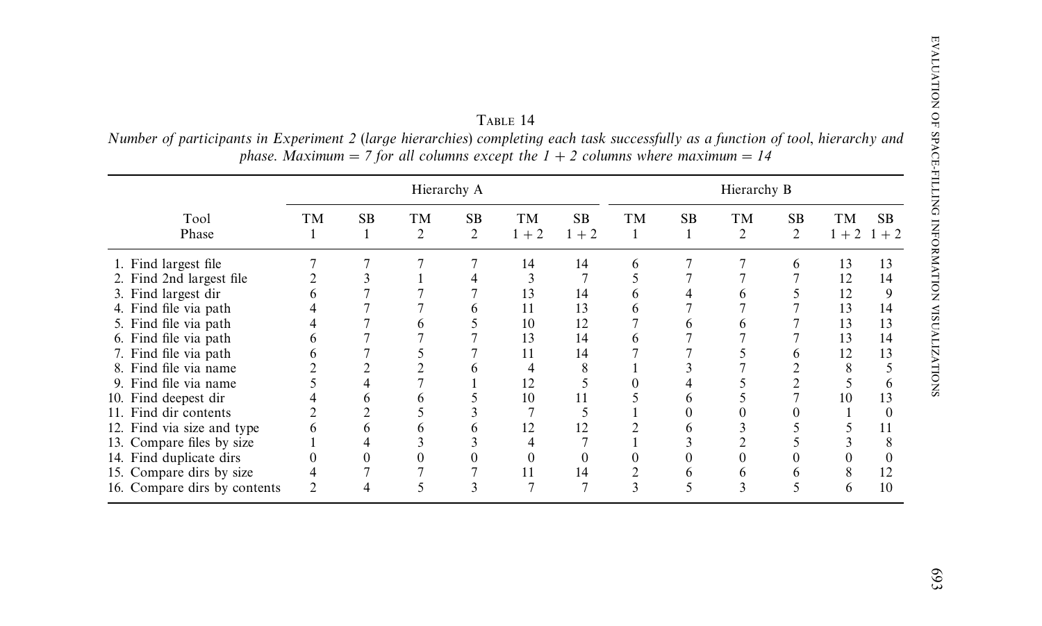Table 14

*Number of participants in Experiment 2 (large hierarchies) completing each task successfully as a function of tool, hierarchy and phase. Maximum = 7 for all columns except the 1 + 2 columns where maximum = 14*

| | Hierarchy A | | | | | | Hierarchy B | | | | | |
|---|---|---|---|---|---|---|---|---|---|---|---|---|
| Tool | TM | SB | TM | SB | TM | SB | TM | SB | TM | SB | TM | SB |
| Phase | 1 | 1 | 2 | 2 | 1 + 2 | 1 + 2 | 1 | 1 | 2 | 2 | 1 + 2 | 1 + 2 |
| 1. Find largest file | 7 | 7 | 7 | 7 | 14 | 14 | 6 | 7 | 7 | 6 | 13 | 13 |
| 2. Find 2nd largest file | 2 | 3 | 1 | 4 | 3 | 7 | 5 | 7 | 7 | 7 | 12 | 14 |
| 3. Find largest dir | 6 | 7 | 7 | 7 | 13 | 14 | 6 | 4 | 6 | 5 | 12 | 9 |
| 4. Find file via path | 4 | 7 | 7 | 6 | 11 | 13 | 6 | 7 | 7 | 7 | 13 | 14 |
| 5. Find file via path | 4 | 7 | 6 | 5 | 10 | 12 | 7 | 6 | 6 | 7 | 13 | 13 |
| 6. Find file via path | 6 | 7 | 7 | 7 | 13 | 14 | 6 | 7 | 7 | 7 | 13 | 14 |
| 7. Find file via path | 6 | 7 | 5 | 7 | 11 | 14 | 7 | 7 | 5 | 6 | 12 | 13 |
| 8. Find file via name | 2 | 2 | 2 | 6 | 4 | 8 | 1 | 3 | 7 | 2 | 8 | 5 |
| 9. Find file via name | 5 | 4 | 7 | 1 | 12 | 5 | 0 | 4 | 5 | 2 | 5 | 6 |
| 10. Find deepest dir | 4 | 6 | 6 | 5 | 10 | 11 | 5 | 6 | 5 | 7 | 10 | 13 |
| 11. Find dir contents | 2 | 2 | 5 | 3 | 7 | 5 | 1 | 0 | 0 | 0 | 1 | 0 |
| 12. Find via size and type | 6 | 6 | 6 | 6 | 12 | 12 | 2 | 6 | 3 | 5 | 5 | 11 |
| 13. Compare files by size | 1 | 4 | 3 | 3 | 4 | 7 | 1 | 3 | 2 | 5 | 3 | 8 |
| 14. Find duplicate dirs | 0 | 0 | 0 | 0 | 0 | 0 | 0 | 0 | 0 | 0 | 0 | 0 |
| 15. Compare dirs by size | 4 | 7 | 7 | 7 | 11 | 14 | 2 | 6 | 6 | 6 | 8 | 12 |
| 16. Compare dirs by contents | 2 | 4 | 5 | 3 | 7 | 7 | 3 | 5 | 3 | 5 | 6 | 10 |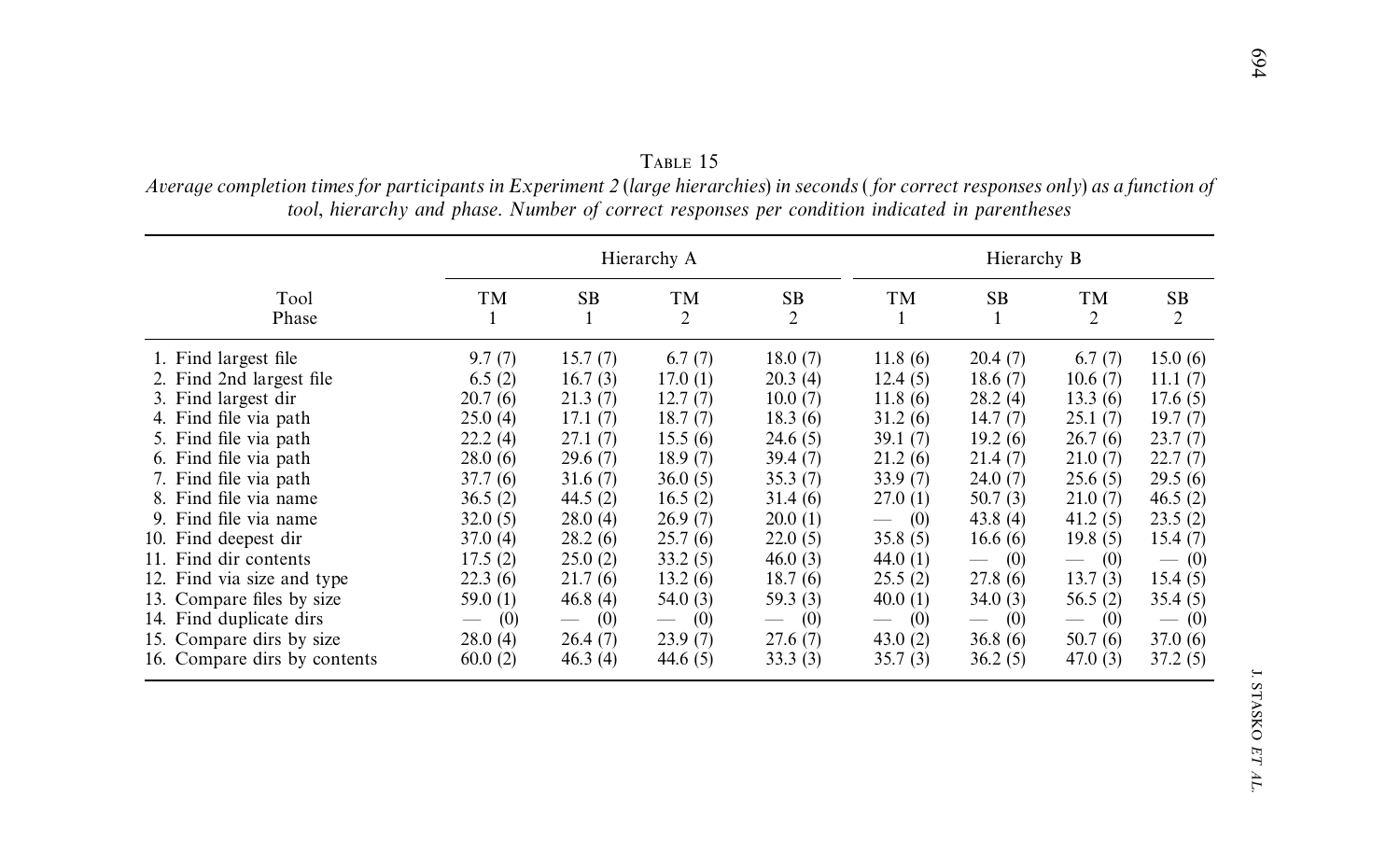TABLE 15

*Average completion times for participants in Experiment 2 (large hierarchies) in seconds (for correct responses only) as a function of tool, hierarchy and phase. Number of correct responses per condition indicated in parentheses*

| | Hierarchy A | | | | Hierarchy B | | | |
|---|---|---|---|---|---|---|---|---|
| Tool<br>Phase | TM<br>1 | SB<br>1 | TM<br>2 | SB<br>2 | TM<br>1 | SB<br>1 | TM<br>2 | SB<br>2 |
| 1. Find largest file | 9.7 (7) | 15.7 (7) | 6.7 (7) | 18.0 (7) | 11.8 (6) | 20.4 (7) | 6.7 (7) | 15.0 (6) |
| 2. Find 2nd largest file | 6.5 (2) | 16.7 (3) | 17.0 (1) | 20.3 (4) | 12.4 (5) | 18.6 (7) | 10.6 (7) | 11.1 (7) |
| 3. Find largest dir | 20.7 (6) | 21.3 (7) | 12.7 (7) | 10.0 (7) | 11.8 (6) | 28.2 (4) | 13.3 (6) | 17.6 (5) |
| 4. Find file via path | 25.0 (4) | 17.1 (7) | 18.7 (7) | 18.3 (6) | 31.2 (6) | 14.7 (7) | 25.1 (7) | 19.7 (7) |
| 5. Find file via path | 22.2 (4) | 27.1 (7) | 15.5 (6) | 24.6 (5) | 39.1 (7) | 19.2 (6) | 26.7 (6) | 23.7 (7) |
| 6. Find file via path | 28.0 (6) | 29.6 (7) | 18.9 (7) | 39.4 (7) | 21.2 (6) | 21.4 (7) | 21.0 (7) | 22.7 (7) |
| 7. Find file via path | 37.7 (6) | 31.6 (7) | 36.0 (5) | 35.3 (7) | 33.9 (7) | 24.0 (7) | 25.6 (5) | 29.5 (6) |
| 8. Find file via name | 36.5 (2) | 44.5 (2) | 16.5 (2) | 31.4 (6) | 27.0 (1) | 50.7 (3) | 21.0 (7) | 46.5 (2) |
| 9. Find file via name | 32.0 (5) | 28.0 (4) | 26.9 (7) | 20.0 (1) | — (0) | 43.8 (4) | 41.2 (5) | 23.5 (2) |
| 10. Find deepest dir | 37.0 (4) | 28.2 (6) | 25.7 (6) | 22.0 (5) | 35.8 (5) | 16.6 (6) | 19.8 (5) | 15.4 (7) |
| 11. Find dir contents | 17.5 (2) | 25.0 (2) | 33.2 (5) | 46.0 (3) | 44.0 (1) | — (0) | — (0) | — (0) |
| 12. Find via size and type | 22.3 (6) | 21.7 (6) | 13.2 (6) | 18.7 (6) | 25.5 (2) | 27.8 (6) | 13.7 (3) | 15.4 (5) |
| 13. Compare files by size | 59.0 (1) | 46.8 (4) | 54.0 (3) | 59.3 (3) | 40.0 (1) | 34.0 (3) | 56.5 (2) | 35.4 (5) |
| 14. Find duplicate dirs | — (0) | — (0) | — (0) | — (0) | — (0) | — (0) | — (0) | — (0) |
| 15. Compare dirs by size | 28.0 (4) | 26.4 (7) | 23.9 (7) | 27.6 (7) | 43.0 (2) | 36.8 (6) | 50.7 (6) | 37.0 (6) |
| 16. Compare dirs by contents | 60.0 (2) | 46.3 (4) | 44.6 (5) | 33.3 (3) | 35.7 (3) | 36.2 (5) | 47.0 (3) | 37.2 (5) |